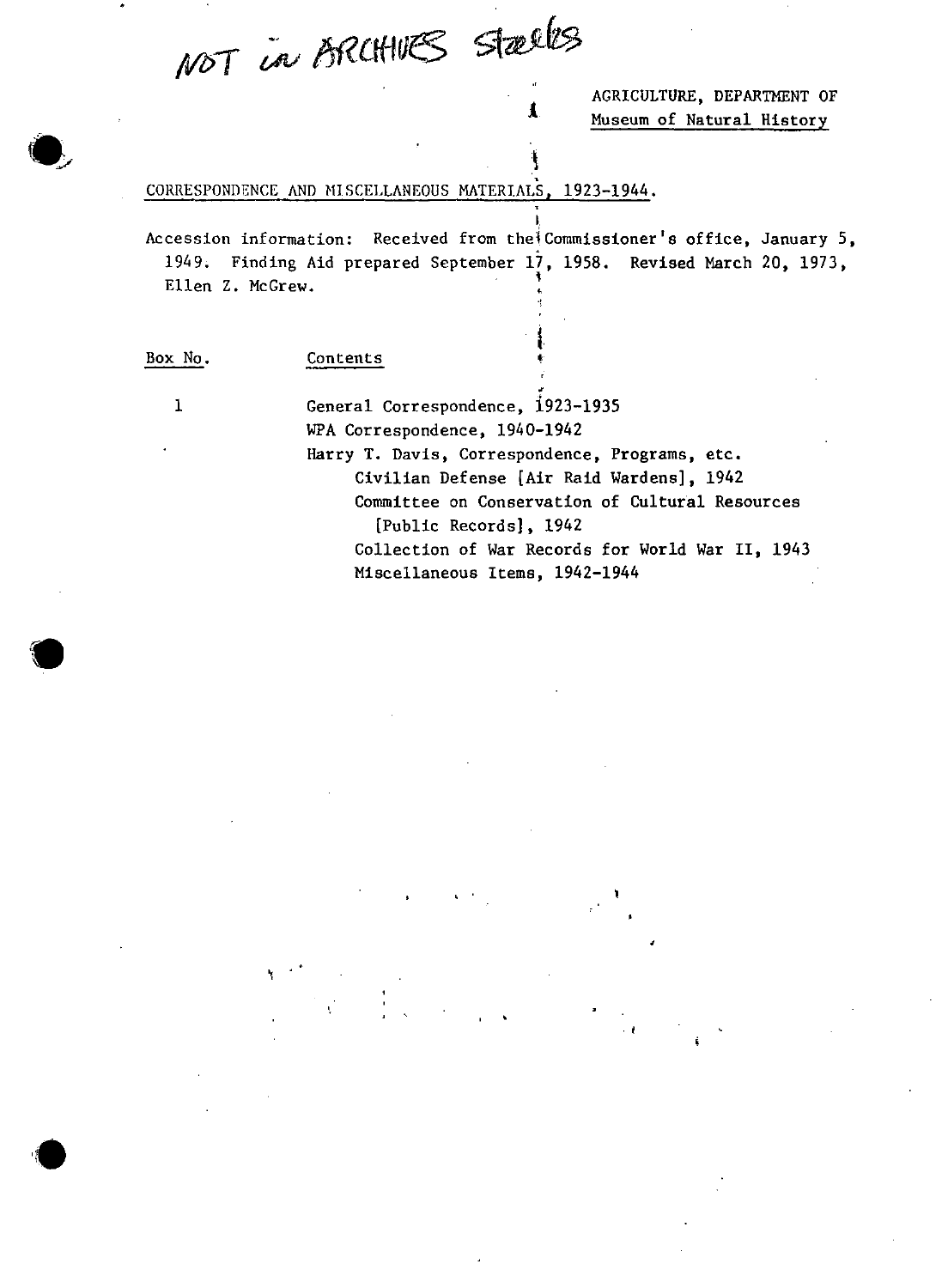NOT in ARCHIVES Stacks

AGRICULTURE, DEPARTMENT OF
Museum of Natural History

CORRESPONDENCE AND MISCELLANEOUS MATERIALS, 1923-1944.

Accession information: Received from the Commissioner's office, January 5, 1949. Finding Aid prepared September 17, 1958. Revised March 20, 1973, Ellen Z. McGrew.

| Box No. | Contents |
|---|---|
| 1 | General Correspondence, 1923-1935 |
| | WPA Correspondence, 1940-1942 |
| | Harry T. Davis, Correspondence, Programs, etc. |
| | Civilian Defense [Air Raid Wardens], 1942 |
| | Committee on Conservation of Cultural Resources [Public Records], 1942 |
| | Collection of War Records for World War II, 1943 |
| | Miscellaneous Items, 1942-1944 |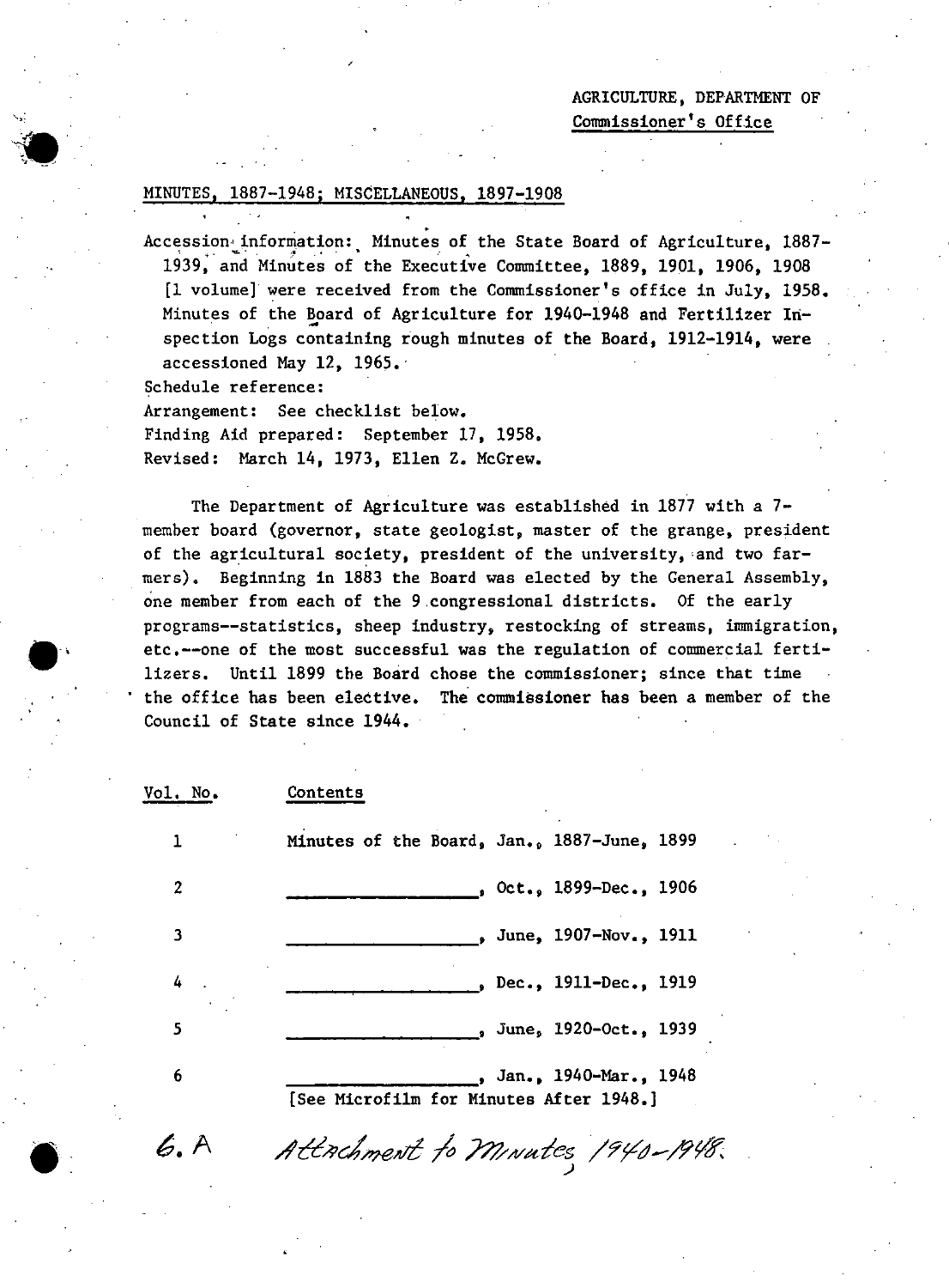AGRICULTURE, DEPARTMENT OF
Commissioner's Office

MINUTES, 1887-1948; MISCELLANEOUS, 1897-1908

Accession information: Minutes of the State Board of Agriculture, 1887-1939, and Minutes of the Executive Committee, 1889, 1901, 1906, 1908 [1 volume] were received from the Commissioner's office in July, 1958. Minutes of the Board of Agriculture for 1940-1948 and Fertilizer Inspection Logs containing rough minutes of the Board, 1912-1914, were accessioned May 12, 1965.

Schedule reference:

Arrangement: See checklist below.

Finding Aid prepared: September 17, 1958.

Revised: March 14, 1973, Ellen Z. McGrew.

The Department of Agriculture was established in 1877 with a 7-member board (governor, state geologist, master of the grange, president of the agricultural society, president of the university, and two farmers). Beginning in 1883 the Board was elected by the General Assembly, one member from each of the 9 congressional districts. Of the early programs--statistics, sheep industry, restocking of streams, immigration, etc.--one of the most successful was the regulation of commercial fertilizers. Until 1899 the Board chose the commissioner; since that time the office has been elective. The commissioner has been a member of the Council of State since 1944.

| Vol. No. | Contents |
|---|---|
| 1 | Minutes of the Board, Jan., 1887-June, 1899 |
| 2 | ________________, Oct., 1899-Dec., 1906 |
| 3 | ________________, June, 1907-Nov., 1911 |
| 4 | ________________, Dec., 1911-Dec., 1919 |
| 5 | ________________, June, 1920-Oct., 1939 |
| 6 | ________________, Jan., 1940-Mar., 1948 [See Microfilm for Minutes After 1948.] |
| 6.A | Attachment to Minutes 1940-1948. |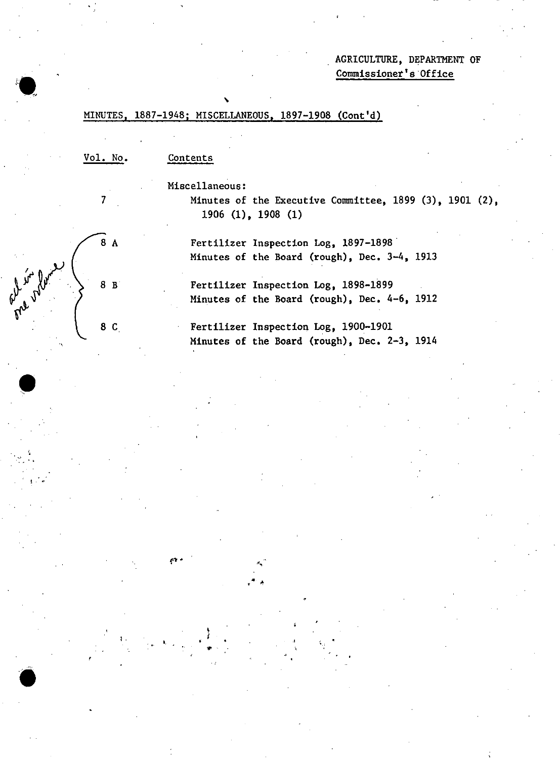AGRICULTURE, DEPARTMENT OF
Commissioner's Office

MINUTES, 1887-1948; MISCELLANEOUS, 1897-1908 (Cont'd)

| Vol. No. | Contents |
| --- | --- |
| | Miscellaneous: |
| 7 | Minutes of the Executive Committee, 1899 (3), 1901 (2), 1906 (1), 1908 (1) |
| 8 A | Fertilizer Inspection Log, 1897-1898<br>Minutes of the Board (rough), Dec. 3-4, 1913 |
| 8 B | Fertilizer Inspection Log, 1898-1899<br>Minutes of the Board (rough), Dec. 4-6, 1912 |
| 8 C | Fertilizer Inspection Log, 1900-1901<br>Minutes of the Board (rough), Dec. 2-3, 1914 |

*all in one volume* (handwritten note bracketing 8 A–8 C)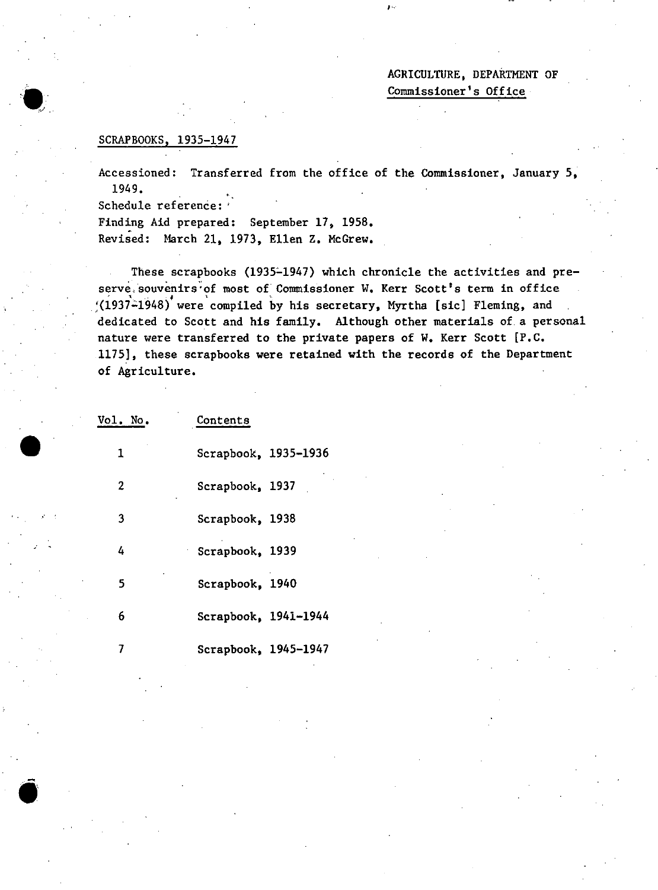AGRICULTURE, DEPARTMENT OF
Commissioner's Office

SCRAPBOOKS, 1935-1947

Accessioned: Transferred from the office of the Commissioner, January 5, 1949.

Schedule reference:

Finding Aid prepared: September 17, 1958.

Revised: March 21, 1973, Ellen Z. McGrew.

These scrapbooks (1935-1947) which chronicle the activities and preserve souvenirs of most of Commissioner W. Kerr Scott's term in office (1937-1948) were compiled by his secretary, Myrtha [sic] Fleming, and dedicated to Scott and his family. Although other materials of a personal nature were transferred to the private papers of W. Kerr Scott [P.C. 1175], these scrapbooks were retained with the records of the Department of Agriculture.

| Vol. No. | Contents |
| --- | --- |
| 1 | Scrapbook, 1935-1936 |
| 2 | Scrapbook, 1937 |
| 3 | Scrapbook, 1938 |
| 4 | Scrapbook, 1939 |
| 5 | Scrapbook, 1940 |
| 6 | Scrapbook, 1941-1944 |
| 7 | Scrapbook, 1945-1947 |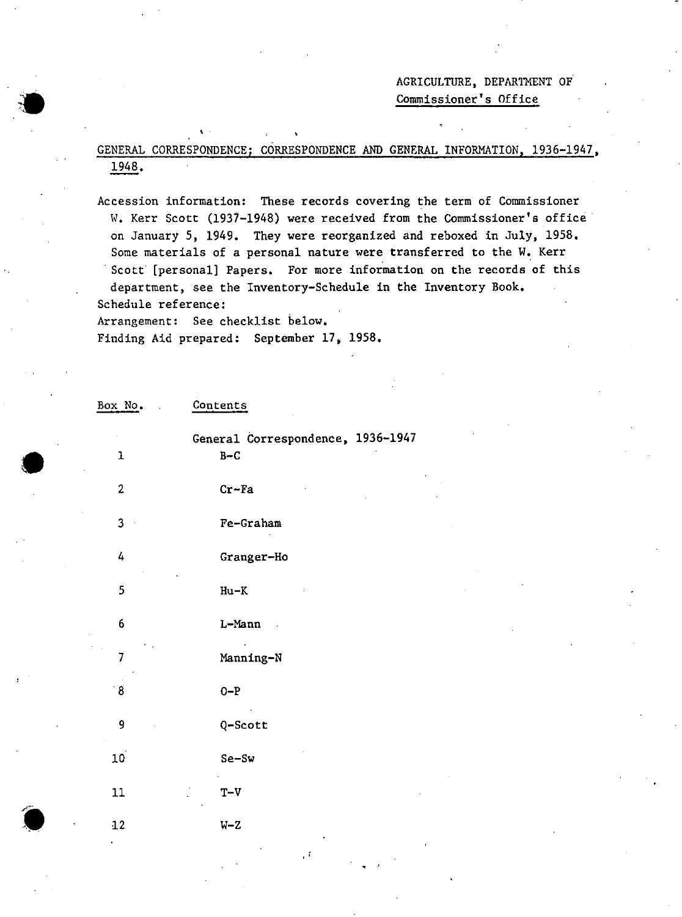AGRICULTURE, DEPARTMENT OF
Commissioner's Office

## GENERAL CORRESPONDENCE; CORRESPONDENCE AND GENERAL INFORMATION, 1936-1947, 1948.

Accession information: These records covering the term of Commissioner W. Kerr Scott (1937-1948) were received from the Commissioner's office on January 5, 1949. They were reorganized and reboxed in July, 1958. Some materials of a personal nature were transferred to the W. Kerr Scott [personal] Papers. For more information on the records of this department, see the Inventory-Schedule in the Inventory Book.
Schedule reference:
Arrangement: See checklist below.
Finding Aid prepared: September 17, 1958.

| Box No. | Contents |
|---|---|
| | General Correspondence, 1936-1947 |
| 1 | B-C |
| 2 | Cr-Fa |
| 3 | Fe-Graham |
| 4 | Granger-Ho |
| 5 | Hu-K |
| 6 | L-Mann |
| 7 | Manning-N |
| 8 | O-P |
| 9 | Q-Scott |
| 10 | Se-Sw |
| 11 | T-V |
| 12 | W-Z |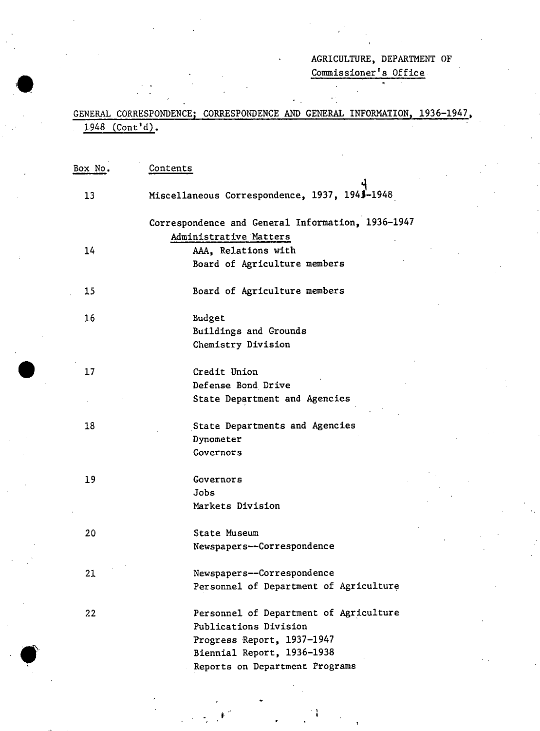AGRICULTURE, DEPARTMENT OF
Commissioner's Office

GENERAL CORRESPONDENCE; CORRESPONDENCE AND GENERAL INFORMATION, 1936-1947, 1948 (Cont'd).

| Box No. | Contents |
|---|---|
| 13 | Miscellaneous Correspondence, 1937, 1944-1948 |
| | Correspondence and General Information, 1936-1947 |
| | Administrative Matters |
| 14 | AAA, Relations with |
| | Board of Agriculture members |
| 15 | Board of Agriculture members |
| 16 | Budget |
| | Buildings and Grounds |
| | Chemistry Division |
| 17 | Credit Union |
| | Defense Bond Drive |
| | State Department and Agencies |
| 18 | State Departments and Agencies |
| | Dynometer |
| | Governors |
| 19 | Governors |
| | Jobs |
| | Markets Division |
| 20 | State Museum |
| | Newspapers--Correspondence |
| 21 | Newspapers--Correspondence |
| | Personnel of Department of Agriculture |
| 22 | Personnel of Department of Agriculture |
| | Publications Division |
| | Progress Report, 1937-1947 |
| | Biennial Report, 1936-1938 |
| | Reports on Department Programs |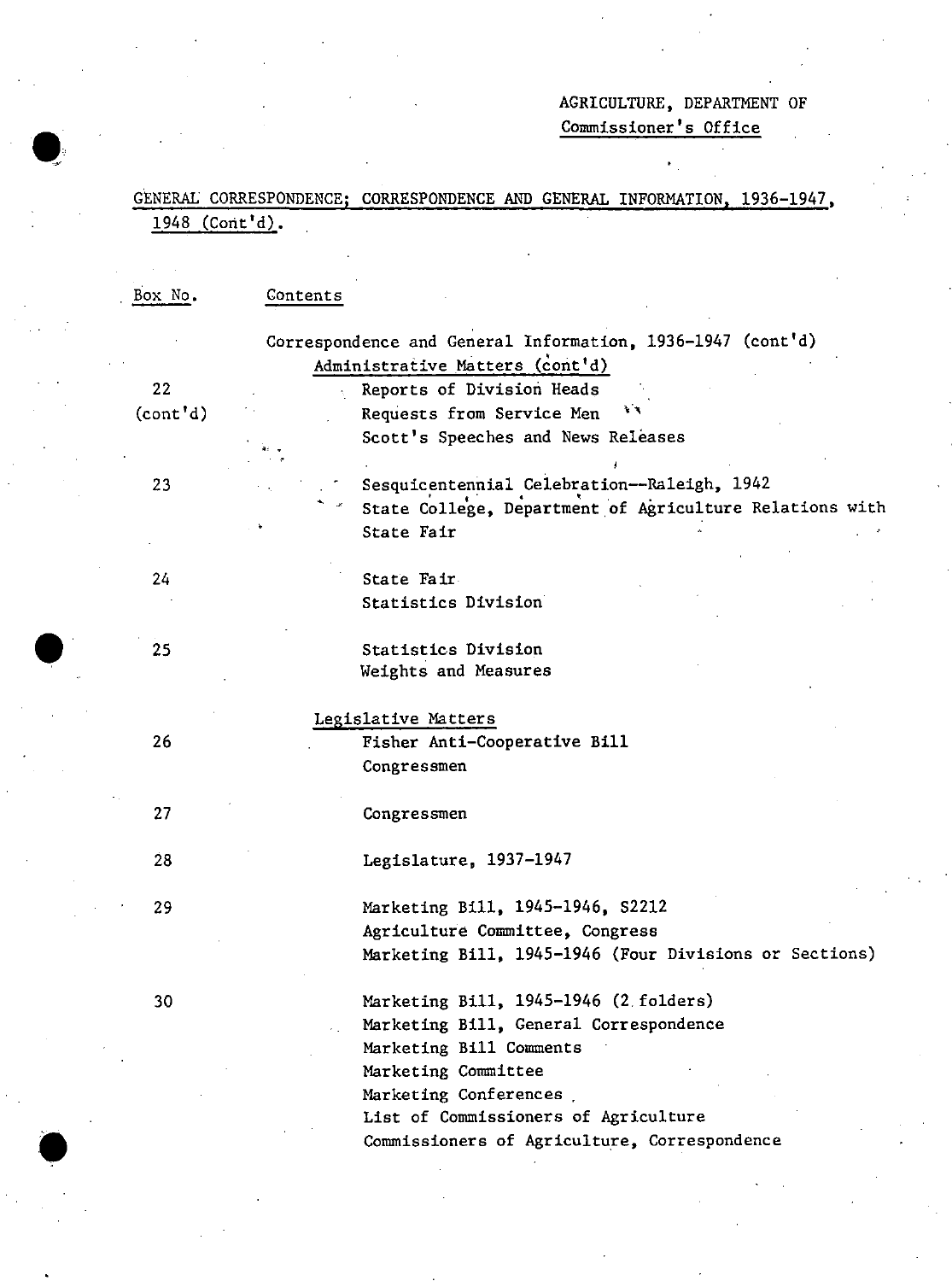AGRICULTURE, DEPARTMENT OF
Commissioner's Office

GENERAL CORRESPONDENCE; CORRESPONDENCE AND GENERAL INFORMATION, 1936-1947, 1948 (Cont'd).

| Box No. | Contents |
|---|---|
| | Correspondence and General Information, 1936-1947 (cont'd) |
| | Administrative Matters (cont'd) |
| 22 (cont'd) | Reports of Division Heads |
| | Requests from Service Men |
| | Scott's Speeches and News Releases |
| 23 | Sesquicentennial Celebration--Raleigh, 1942 |
| | State College, Department of Agriculture Relations with |
| | State Fair |
| 24 | State Fair |
| | Statistics Division |
| 25 | Statistics Division |
| | Weights and Measures |
| | Legislative Matters |
| 26 | Fisher Anti-Cooperative Bill |
| | Congressmen |
| 27 | Congressmen |
| 28 | Legislature, 1937-1947 |
| 29 | Marketing Bill, 1945-1946, S2212 |
| | Agriculture Committee, Congress |
| | Marketing Bill, 1945-1946 (Four Divisions or Sections) |
| 30 | Marketing Bill, 1945-1946 (2 folders) |
| | Marketing Bill, General Correspondence |
| | Marketing Bill Comments |
| | Marketing Committee |
| | Marketing Conferences |
| | List of Commissioners of Agriculture |
| | Commissioners of Agriculture, Correspondence |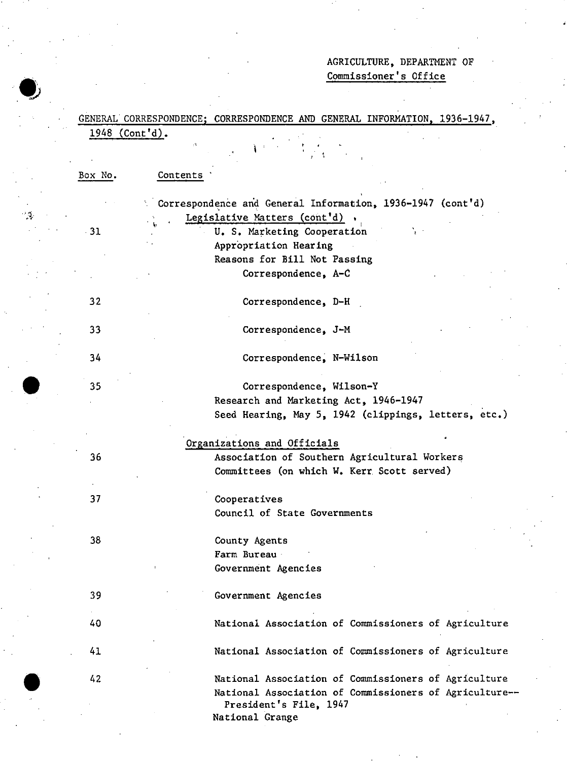AGRICULTURE, DEPARTMENT OF
Commissioner's Office

GENERAL CORRESPONDENCE; CORRESPONDENCE AND GENERAL INFORMATION, 1936-1947, 1948 (Cont'd).

| Box No. | Contents |
|---|---|
| | Correspondence and General Information, 1936-1947 (cont'd) |
| | Legislative Matters (cont'd) |
| 31 | U. S. Marketing Cooperation |
| | Appropriation Hearing |
| | Reasons for Bill Not Passing |
| | Correspondence, A-C |
| 32 | Correspondence, D-H |
| 33 | Correspondence, J-M |
| 34 | Correspondence, N-Wilson |
| 35 | Correspondence, Wilson-Y |
| | Research and Marketing Act, 1946-1947 |
| | Seed Hearing, May 5, 1942 (clippings, letters, etc.) |
| | Organizations and Officials |
| 36 | Association of Southern Agricultural Workers |
| | Committees (on which W. Kerr Scott served) |
| 37 | Cooperatives |
| | Council of State Governments |
| 38 | County Agents |
| | Farm Bureau |
| | Government Agencies |
| 39 | Government Agencies |
| 40 | National Association of Commissioners of Agriculture |
| 41 | National Association of Commissioners of Agriculture |
| 42 | National Association of Commissioners of Agriculture |
| | National Association of Commissioners of Agriculture--President's File, 1947 |
| | National Grange |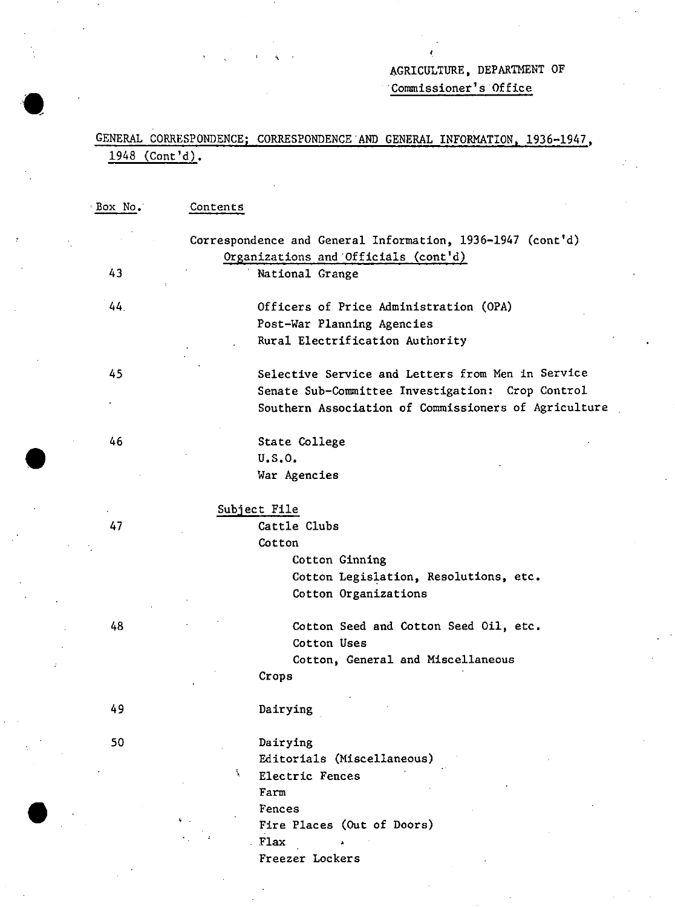AGRICULTURE, DEPARTMENT OF
Commissioner's Office

GENERAL CORRESPONDENCE; CORRESPONDENCE AND GENERAL INFORMATION, 1936-1947, 1948 (Cont'd).

| Box No. | Contents |
|---|---|
| | Correspondence and General Information, 1936-1947 (cont'd) |
| | Organizations and Officials (cont'd) |
| 43 | National Grange |
| 44 | Officers of Price Administration (OPA) |
| | Post-War Planning Agencies |
| | Rural Electrification Authority |
| 45 | Selective Service and Letters from Men in Service |
| | Senate Sub-Committee Investigation: Crop Control |
| | Southern Association of Commissioners of Agriculture |
| 46 | State College |
| | U.S.O. |
| | War Agencies |
| | Subject File |
| 47 | Cattle Clubs |
| | Cotton |
| | Cotton Ginning |
| | Cotton Legislation, Resolutions, etc. |
| | Cotton Organizations |
| 48 | Cotton Seed and Cotton Seed Oil, etc. |
| | Cotton Uses |
| | Cotton, General and Miscellaneous |
| | Crops |
| 49 | Dairying |
| 50 | Dairying |
| | Editorials (Miscellaneous) |
| | Electric Fences |
| | Farm |
| | Fences |
| | Fire Places (Out of Doors) |
| | Flax |
| | Freezer Lockers |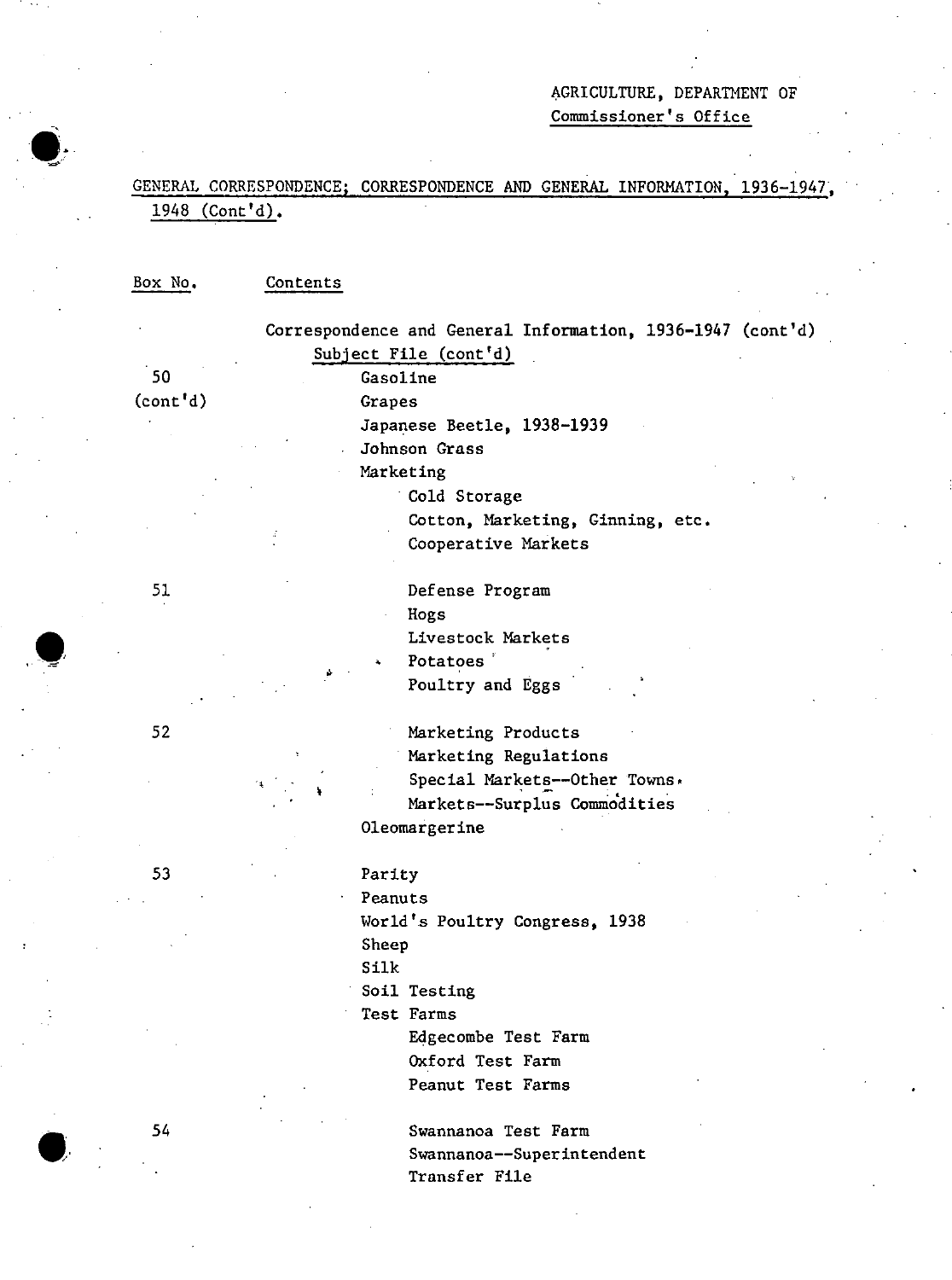AGRICULTURE, DEPARTMENT OF
Commissioner's Office

GENERAL CORRESPONDENCE; CORRESPONDENCE AND GENERAL INFORMATION, 1936-1947, 1948 (Cont'd).

| Box No. | Contents |
|---|---|
| | Correspondence and General Information, 1936-1947 (cont'd) |
| | Subject File (cont'd) |
| 50 (cont'd) | Gasoline |
| | Grapes |
| | Japanese Beetle, 1938-1939 |
| | Johnson Grass |
| | Marketing |
| | Cold Storage |
| | Cotton, Marketing, Ginning, etc. |
| | Cooperative Markets |
| 51 | Defense Program |
| | Hogs |
| | Livestock Markets |
| | Potatoes |
| | Poultry and Eggs |
| 52 | Marketing Products |
| | Marketing Regulations |
| | Special Markets--Other Towns. |
| | Markets--Surplus Commodities |
| | Oleomargerine |
| 53 | Parity |
| | Peanuts |
| | World's Poultry Congress, 1938 |
| | Sheep |
| | Silk |
| | Soil Testing |
| | Test Farms |
| | Edgecombe Test Farm |
| | Oxford Test Farm |
| | Peanut Test Farms |
| 54 | Swannanoa Test Farm |
| | Swannanoa--Superintendent |
| | Transfer File |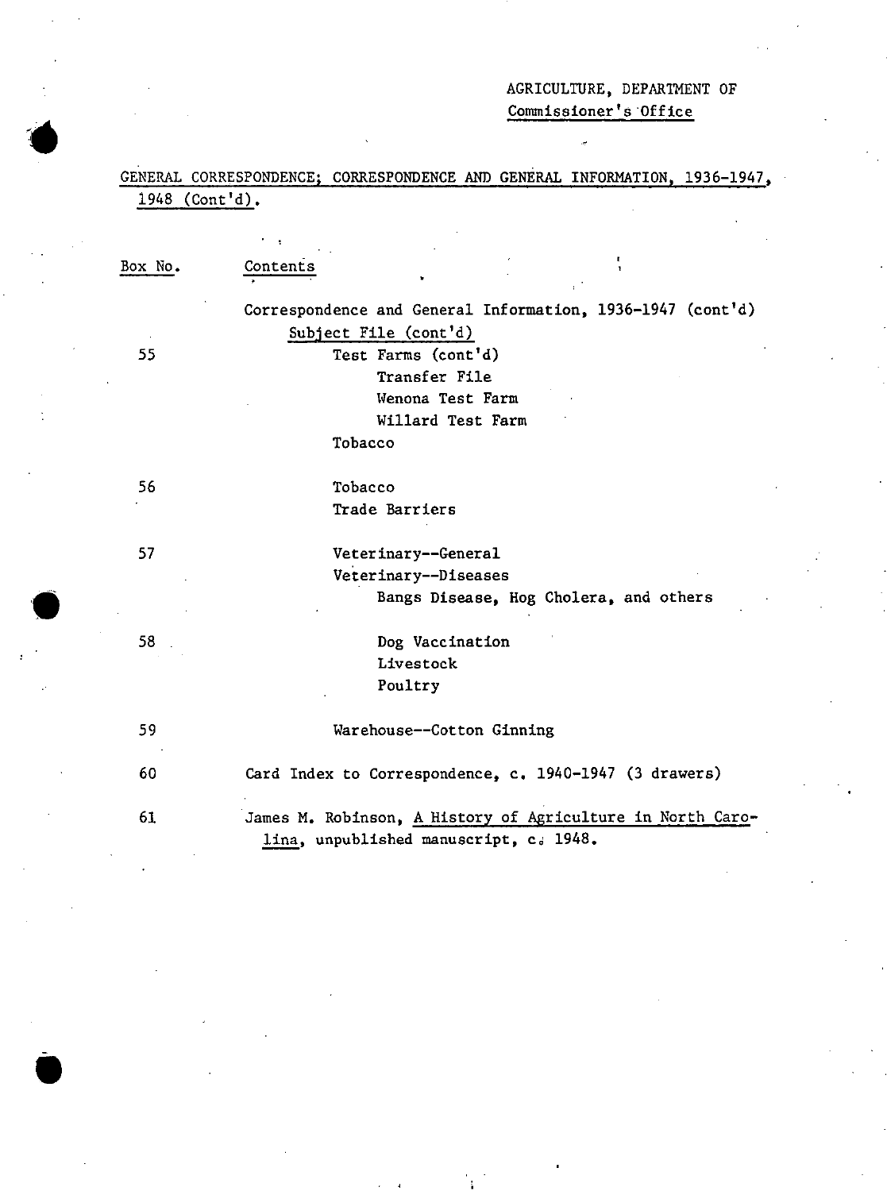AGRICULTURE, DEPARTMENT OF
Commissioner's Office

GENERAL CORRESPONDENCE; CORRESPONDENCE AND GENERAL INFORMATION, 1936-1947, 1948 (Cont'd).

| Box No. | Contents |
|---|---|
| | Correspondence and General Information, 1936-1947 (cont'd) |
| | Subject File (cont'd) |
| 55 | Test Farms (cont'd) |
| | Transfer File |
| | Wenona Test Farm |
| | Willard Test Farm |
| | Tobacco |
| 56 | Tobacco |
| | Trade Barriers |
| 57 | Veterinary--General |
| | Veterinary--Diseases |
| | Bangs Disease, Hog Cholera, and others |
| 58 | Dog Vaccination |
| | Livestock |
| | Poultry |
| 59 | Warehouse--Cotton Ginning |
| 60 | Card Index to Correspondence, c. 1940-1947 (3 drawers) |
| 61 | James M. Robinson, A History of Agriculture in North Carolina, unpublished manuscript, c. 1948. |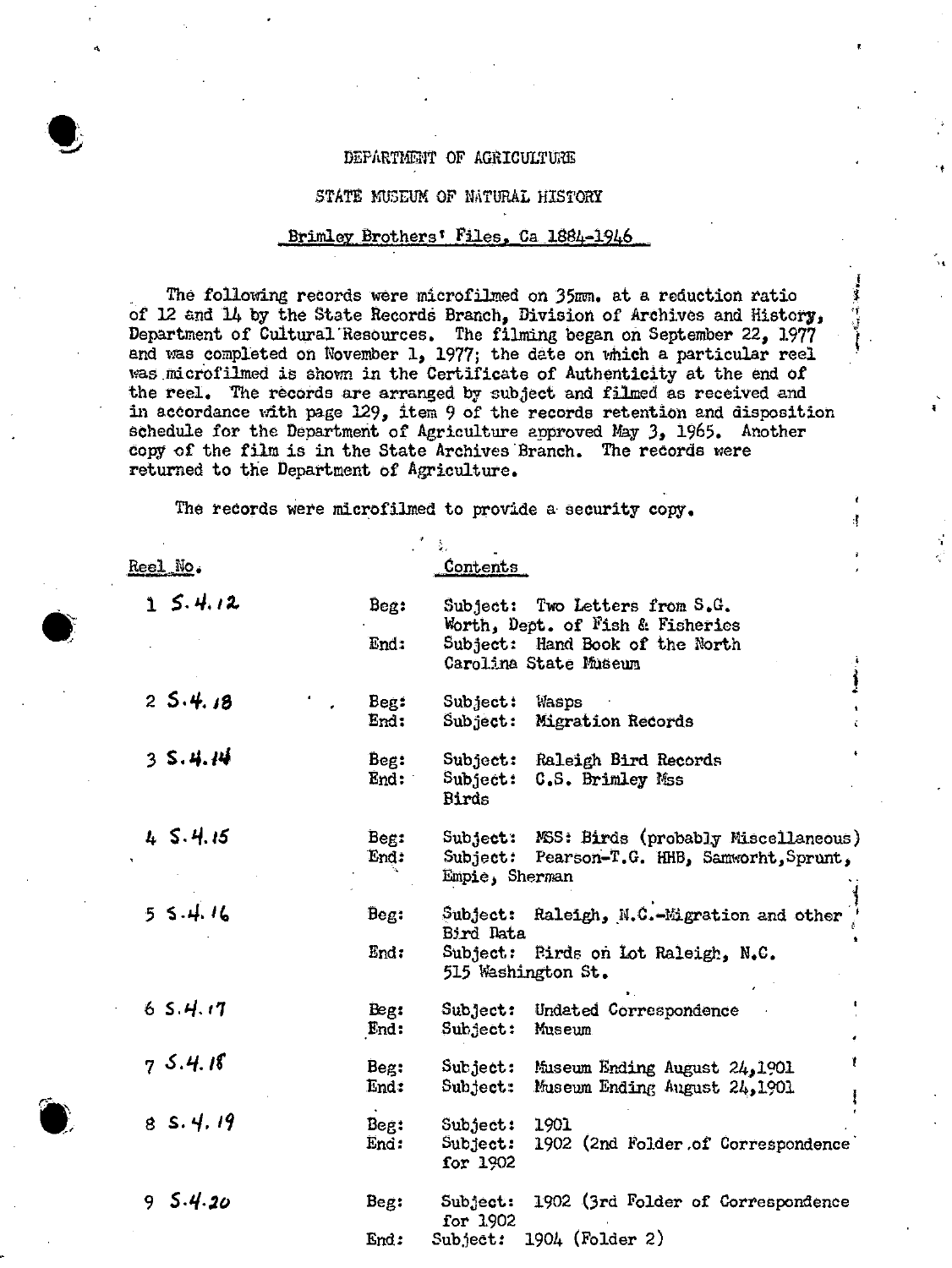DEPARTMENT OF AGRICULTURE

STATE MUSEUM OF NATURAL HISTORY

Brimley Brothers' Files, Ca 1884-1946

The following records were microfilmed on 35mm. at a reduction ratio of 12 and 14 by the State Records Branch, Division of Archives and History, Department of Cultural Resources. The filming began on September 22, 1977 and was completed on November 1, 1977; the date on which a particular reel was microfilmed is shown in the Certificate of Authenticity at the end of the reel. The records are arranged by subject and filmed as received and in accordance with page 129, item 9 of the records retention and disposition schedule for the Department of Agriculture approved May 3, 1965. Another copy of the film is in the State Archives Branch. The records were returned to the Department of Agriculture.

The records were microfilmed to provide a security copy.

| Reel No. | | Contents |
|---|---|---|
| 1 S.4.12 | Beg: | Subject: Two Letters from S.G. Worth, Dept. of Fish & Fisheries |
| | End: | Subject: Hand Book of the North Carolina State Museum |
| 2 S.4.13 | Beg: | Subject: Wasps |
| | End: | Subject: Migration Records |
| 3 S.4.14 | Beg: | Subject: Raleigh Bird Records |
| | End: | Subject: C.S. Brimley Mss Birds |
| 4 S.4.15 | Beg: | Subject: MSS: Birds (probably Miscellaneous) |
| | End: | Subject: Pearson-T.G. HHB, Samworht, Sprunt, Empie, Sherman |
| 5 S.4.16 | Beg: | Subject: Raleigh, N.C.-Migration and other Bird Data |
| | End: | Subject: Birds on Lot Raleigh, N.C. 515 Washington St. |
| 6 S.4.17 | Beg: | Subject: Undated Correspondence |
| | End: | Subject: Museum |
| 7 S.4.18 | Beg: | Subject: Museum Ending August 24, 1901 |
| | End: | Subject: Museum Ending August 24, 1901 |
| 8 S.4.19 | Beg: | Subject: 1901 |
| | End: | Subject: 1902 (2nd Folder of Correspondence for 1902 |
| 9 S.4.20 | Beg: | Subject: 1902 (3rd Folder of Correspondence for 1902 |
| | End: | Subject: 1904 (Folder 2) |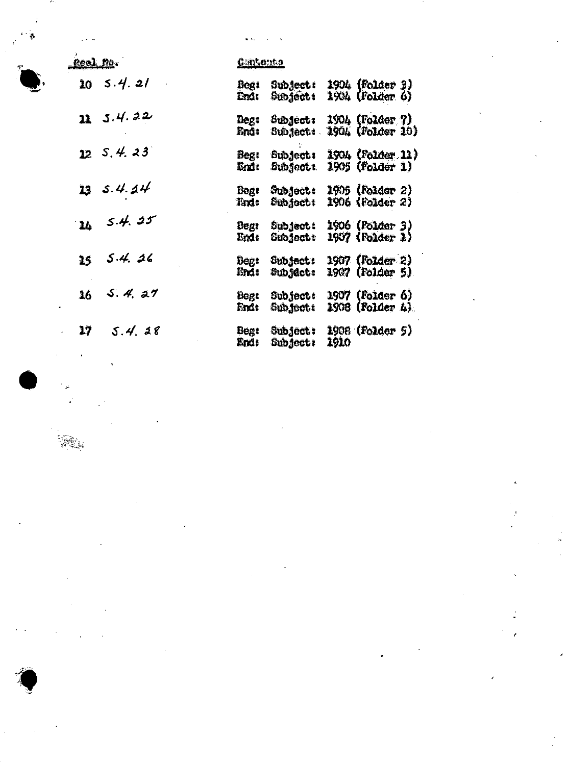| Reel No. | | Contents |
|---|---|---|
| 10 | S.4.21 | Beg: Subject: 1904 (Folder 3)<br>End: Subject: 1904 (Folder 6) |
| 11 | S.4.22 | Beg: Subject: 1904 (Folder 7)<br>End: Subject: 1904 (Folder 10) |
| 12 | S.4.23 | Beg: Subject: 1904 (Folder 11)<br>End: Subject: 1905 (Folder 1) |
| 13 | S.4.24 | Beg: Subject: 1905 (Folder 2)<br>End: Subject: 1906 (Folder 2) |
| 14 | S.4.25 | Beg: Subject: 1906 (Folder 3)<br>End: Subject: 1907 (Folder 1) |
| 15 | S.4.26 | Beg: Subject: 1907 (Folder 2)<br>End: Subject: 1907 (Folder 5) |
| 16 | S.4.27 | Beg: Subject: 1907 (Folder 6)<br>End: Subject: 1908 (Folder 4) |
| 17 | S.4.28 | Beg: Subject: 1908 (Folder 5)<br>End: Subject: 1910 |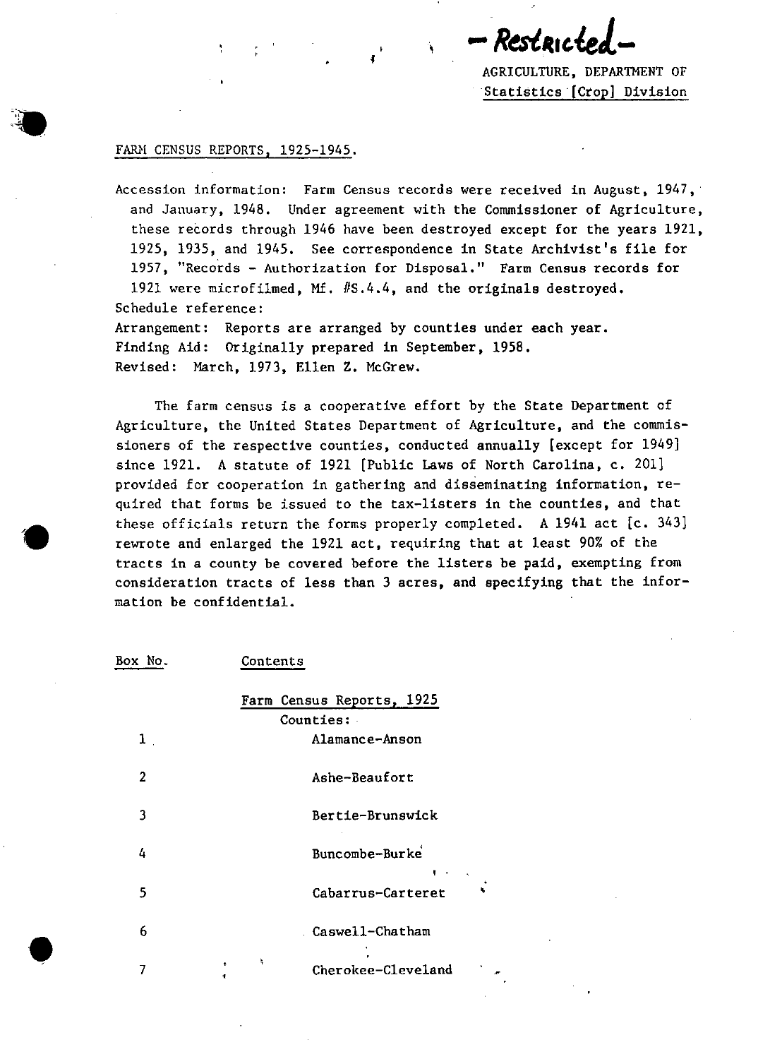*-Restricted-*

AGRICULTURE, DEPARTMENT OF
Statistics [Crop] Division

FARM CENSUS REPORTS, 1925-1945.

Accession information: Farm Census records were received in August, 1947, and January, 1948. Under agreement with the Commissioner of Agriculture, these records through 1946 have been destroyed except for the years 1921, 1925, 1935, and 1945. See correspondence in State Archivist's file for 1957, "Records - Authorization for Disposal." Farm Census records for 1921 were microfilmed, Mf. #S.4.4, and the originals destroyed.
Schedule reference:
Arrangement: Reports are arranged by counties under each year.
Finding Aid: Originally prepared in September, 1958.
Revised: March, 1973, Ellen Z. McGrew.

The farm census is a cooperative effort by the State Department of Agriculture, the United States Department of Agriculture, and the commissioners of the respective counties, conducted annually [except for 1949] since 1921. A statute of 1921 [Public Laws of North Carolina, c. 201] provided for cooperation in gathering and disseminating information, required that forms be issued to the tax-listers in the counties, and that these officials return the forms properly completed. A 1941 act [c. 343] rewrote and enlarged the 1921 act, requiring that at least 90% of the tracts in a county be covered before the listers be paid, exempting from consideration tracts of less than 3 acres, and specifying that the information be confidential.

| Box No. | Contents |
|---|---|
| | Farm Census Reports, 1925 |
| | Counties: |
| 1 | Alamance-Anson |
| 2 | Ashe-Beaufort |
| 3 | Bertie-Brunswick |
| 4 | Buncombe-Burke |
| 5 | Cabarrus-Carteret |
| 6 | Caswell-Chatham |
| 7 | Cherokee-Cleveland |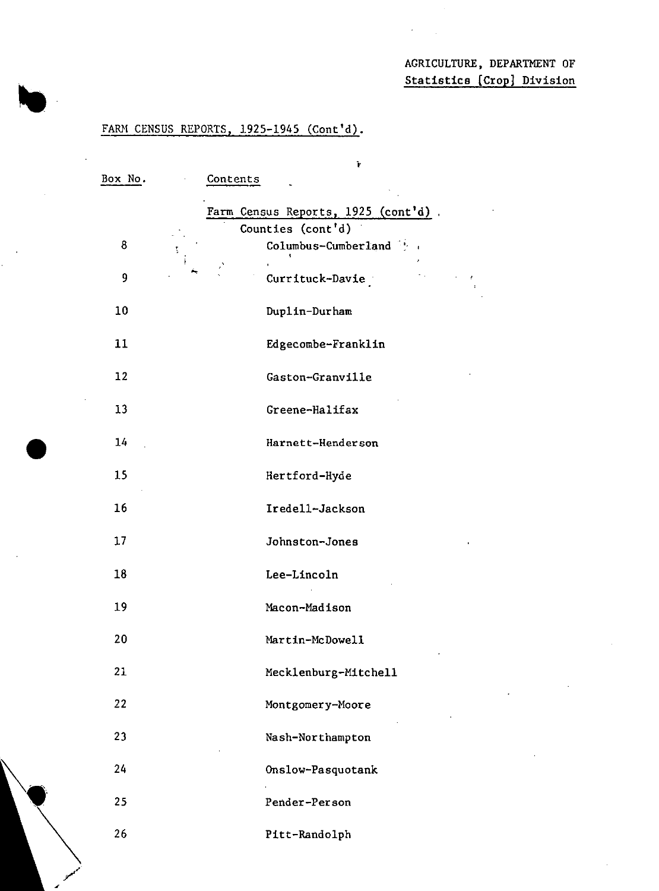AGRICULTURE, DEPARTMENT OF
Statistics [Crop] Division

FARM CENSUS REPORTS, 1925-1945 (Cont'd).

| Box No. | Contents |
|---|---|
| | Farm Census Reports, 1925 (cont'd) |
| | Counties (cont'd) |
| 8 | Columbus-Cumberland |
| 9 | Currituck-Davie |
| 10 | Duplin-Durham |
| 11 | Edgecombe-Franklin |
| 12 | Gaston-Granville |
| 13 | Greene-Halifax |
| 14 | Harnett-Henderson |
| 15 | Hertford-Hyde |
| 16 | Iredell-Jackson |
| 17 | Johnston-Jones |
| 18 | Lee-Lincoln |
| 19 | Macon-Madison |
| 20 | Martin-McDowell |
| 21 | Mecklenburg-Mitchell |
| 22 | Montgomery-Moore |
| 23 | Nash-Northampton |
| 24 | Onslow-Pasquotank |
| 25 | Pender-Person |
| 26 | Pitt-Randolph |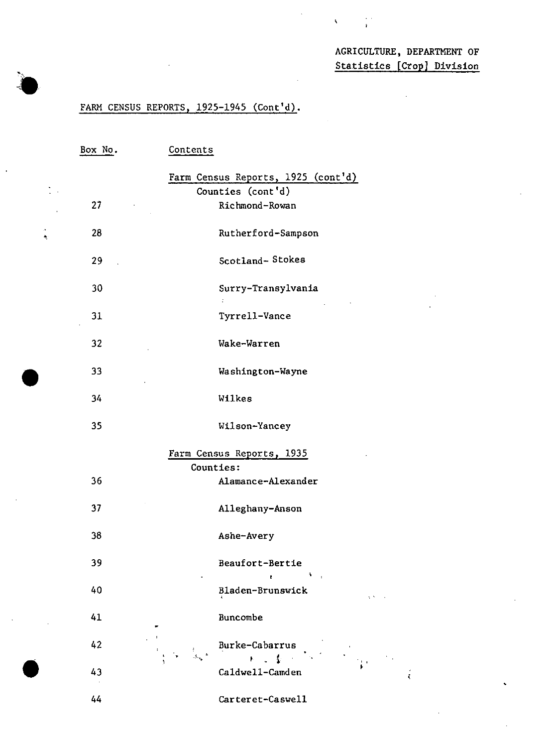AGRICULTURE, DEPARTMENT OF
Statistics [Crop] Division

FARM CENSUS REPORTS, 1925-1945 (Cont'd).

| Box No. | Contents |
|---|---|
| | Farm Census Reports, 1925 (cont'd) |
| | Counties (cont'd) |
| 27 | Richmond-Rowan |
| 28 | Rutherford-Sampson |
| 29 | Scotland- Stokes |
| 30 | Surry-Transylvania |
| 31 | Tyrrell-Vance |
| 32 | Wake-Warren |
| 33 | Washington-Wayne |
| 34 | Wilkes |
| 35 | Wilson-Yancey |
| | Farm Census Reports, 1935 |
| | Counties: |
| 36 | Alamance-Alexander |
| 37 | Alleghany-Anson |
| 38 | Ashe-Avery |
| 39 | Beaufort-Bertie |
| 40 | Bladen-Brunswick |
| 41 | Buncombe |
| 42 | Burke-Cabarrus |
| 43 | Caldwell-Camden |
| 44 | Carteret-Caswell |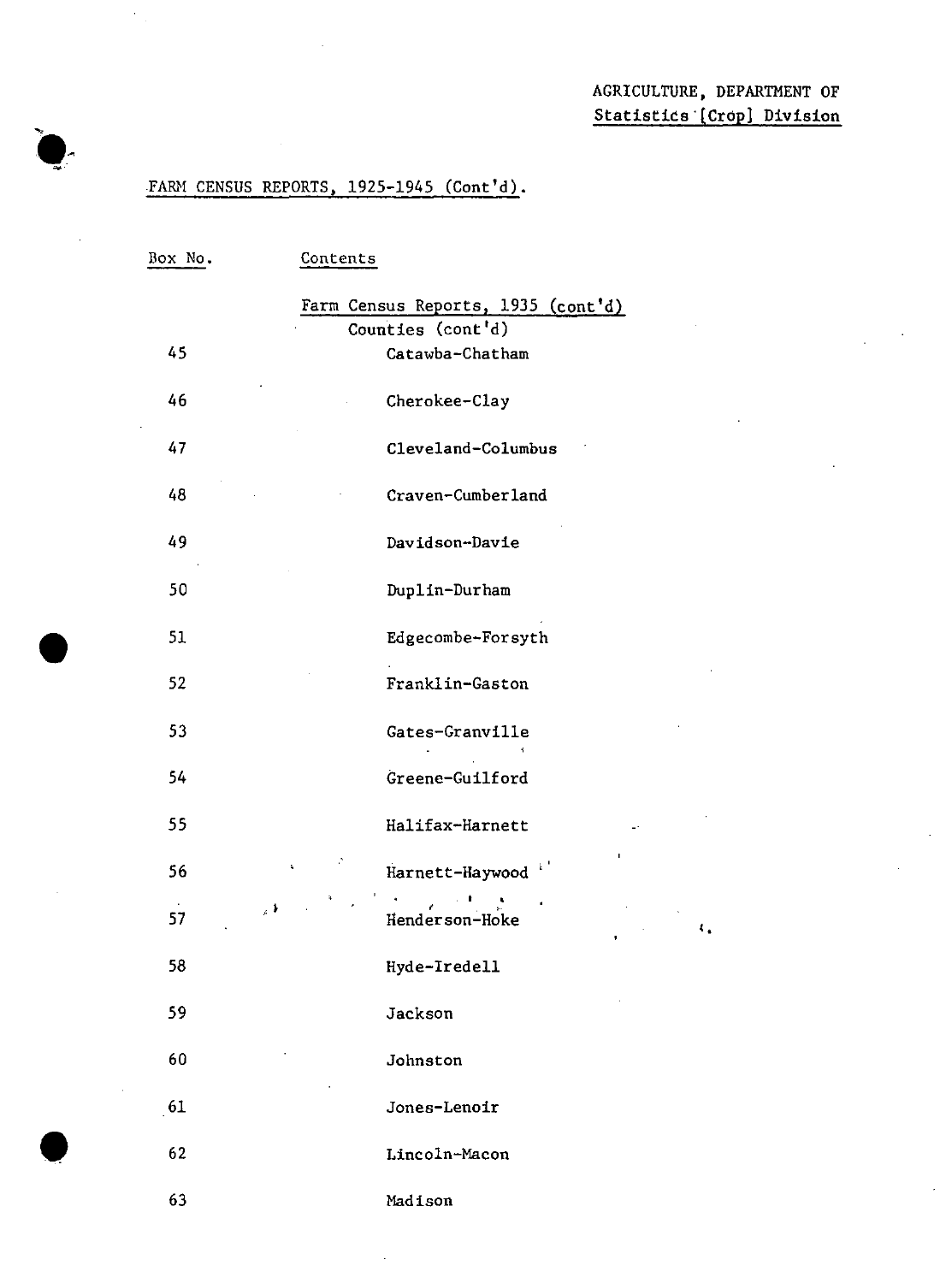AGRICULTURE, DEPARTMENT OF
Statistics [Crop] Division

FARM CENSUS REPORTS, 1925-1945 (Cont'd).

| Box No. | Contents |
|---|---|
| | Farm Census Reports, 1935 (cont'd) |
| | Counties (cont'd) |
| 45 | Catawba-Chatham |
| 46 | Cherokee-Clay |
| 47 | Cleveland-Columbus |
| 48 | Craven-Cumberland |
| 49 | Davidson-Davie |
| 50 | Duplin-Durham |
| 51 | Edgecombe-Forsyth |
| 52 | Franklin-Gaston |
| 53 | Gates-Granville |
| 54 | Greene-Guilford |
| 55 | Halifax-Harnett |
| 56 | Harnett-Haywood |
| 57 | Henderson-Hoke |
| 58 | Hyde-Iredell |
| 59 | Jackson |
| 60 | Johnston |
| 61 | Jones-Lenoir |
| 62 | Lincoln-Macon |
| 63 | Madison |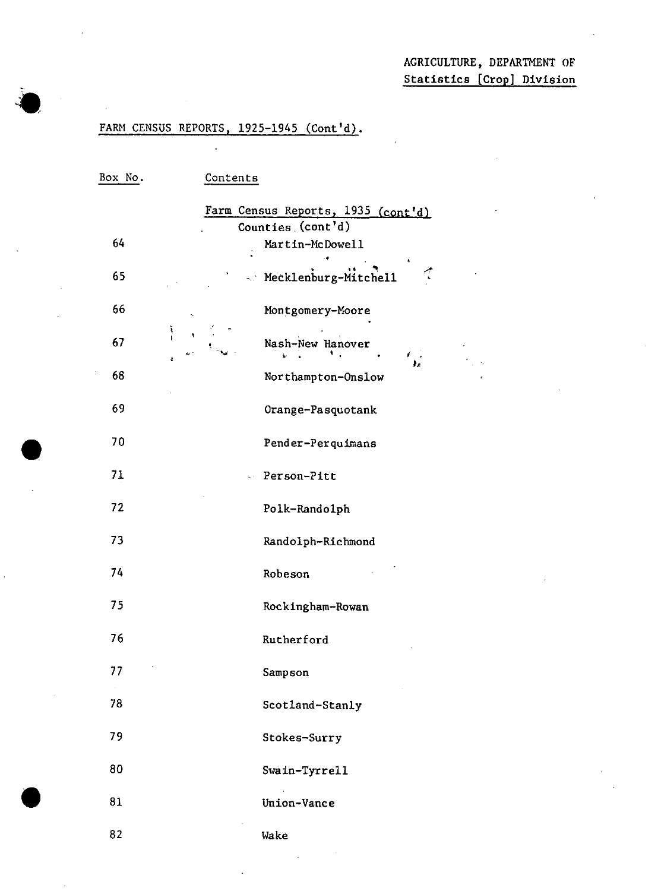AGRICULTURE, DEPARTMENT OF
Statistics [Crop] Division

FARM CENSUS REPORTS, 1925-1945 (Cont'd).

| Box No. | Contents |
|---|---|
| | Farm Census Reports, 1935 (cont'd) |
| | Counties (cont'd) |
| 64 | Martin-McDowell |
| 65 | Mecklenburg-Mitchell |
| 66 | Montgomery-Moore |
| 67 | Nash-New Hanover |
| 68 | Northampton-Onslow |
| 69 | Orange-Pasquotank |
| 70 | Pender-Perquimans |
| 71 | Person-Pitt |
| 72 | Polk-Randolph |
| 73 | Randolph-Richmond |
| 74 | Robeson |
| 75 | Rockingham-Rowan |
| 76 | Rutherford |
| 77 | Sampson |
| 78 | Scotland-Stanly |
| 79 | Stokes-Surry |
| 80 | Swain-Tyrrell |
| 81 | Union-Vance |
| 82 | Wake |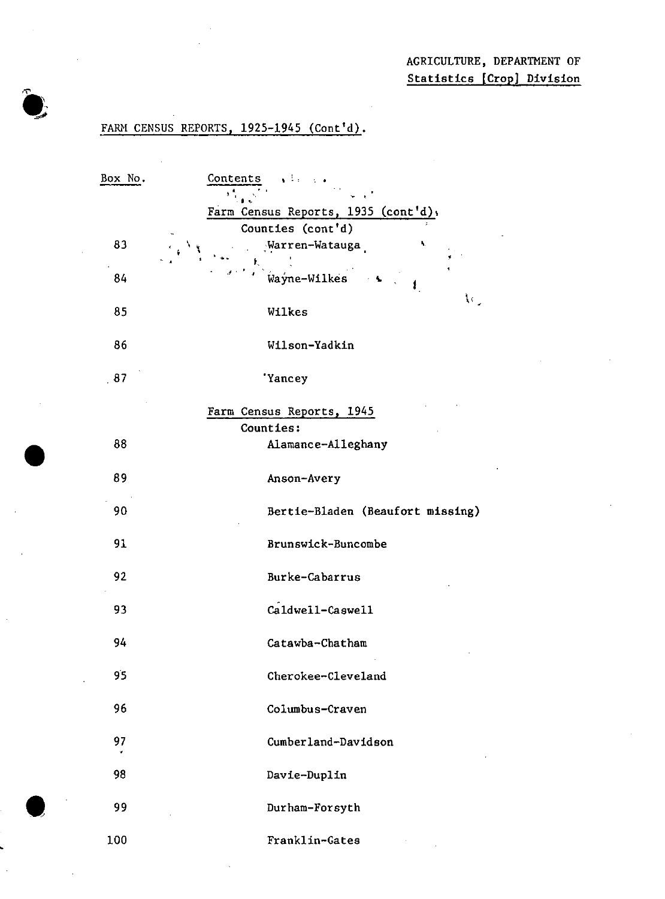AGRICULTURE, DEPARTMENT OF
Statistics [Crop] Division

FARM CENSUS REPORTS, 1925-1945 (Cont'd).

| Box No. | Contents |
| --- | --- |
| | Farm Census Reports, 1935 (cont'd) |
| | Counties (cont'd) |
| 83 | Warren-Watauga |
| 84 | Wayne-Wilkes |
| 85 | Wilkes |
| 86 | Wilson-Yadkin |
| 87 | Yancey |
| | Farm Census Reports, 1945 |
| | Counties: |
| 88 | Alamance-Alleghany |
| 89 | Anson-Avery |
| 90 | Bertie-Bladen (Beaufort missing) |
| 91 | Brunswick-Buncombe |
| 92 | Burke-Cabarrus |
| 93 | Caldwell-Caswell |
| 94 | Catawba-Chatham |
| 95 | Cherokee-Cleveland |
| 96 | Columbus-Craven |
| 97 | Cumberland-Davidson |
| 98 | Davie-Duplin |
| 99 | Durham-Forsyth |
| 100 | Franklin-Gates |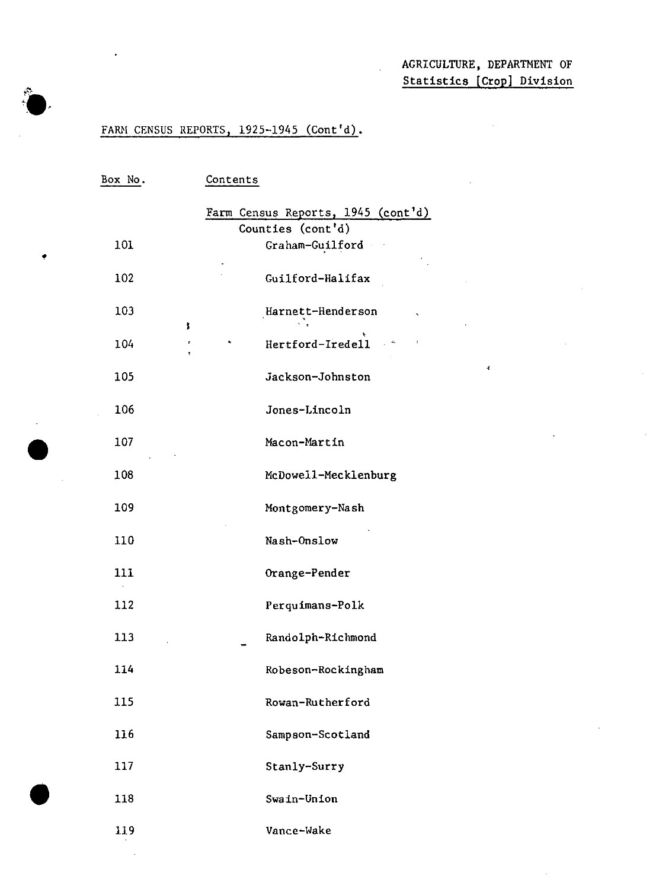AGRICULTURE, DEPARTMENT OF
Statistics [Crop] Division

FARM CENSUS REPORTS, 1925-1945 (Cont'd).

| Box No. | Contents |
|---|---|
| | Farm Census Reports, 1945 (cont'd) |
| | Counties (cont'd) |
| 101 | Graham-Guilford |
| 102 | Guilford-Halifax |
| 103 | Harnett-Henderson |
| 104 | Hertford-Iredell |
| 105 | Jackson-Johnston |
| 106 | Jones-Lincoln |
| 107 | Macon-Martin |
| 108 | McDowell-Mecklenburg |
| 109 | Montgomery-Nash |
| 110 | Nash-Onslow |
| 111 | Orange-Pender |
| 112 | Perquimans-Polk |
| 113 | Randolph-Richmond |
| 114 | Robeson-Rockingham |
| 115 | Rowan-Rutherford |
| 116 | Sampson-Scotland |
| 117 | Stanly-Surry |
| 118 | Swain-Union |
| 119 | Vance-Wake |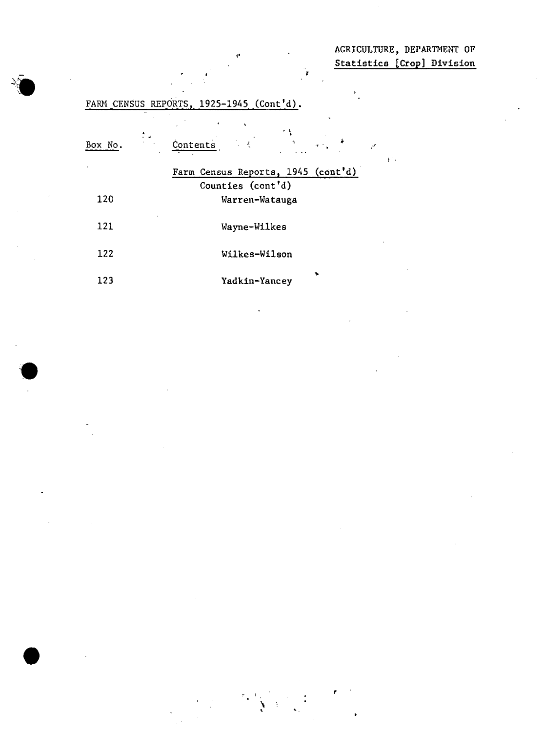AGRICULTURE, DEPARTMENT OF
Statistics [Crop] Division

FARM CENSUS REPORTS, 1925-1945 (Cont'd).

| Box No. | Contents |
|---|---|
| | Farm Census Reports, 1945 (cont'd) |
| | Counties (cont'd) |
| 120 | Warren-Watauga |
| 121 | Wayne-Wilkes |
| 122 | Wilkes-Wilson |
| 123 | Yadkin-Yancey |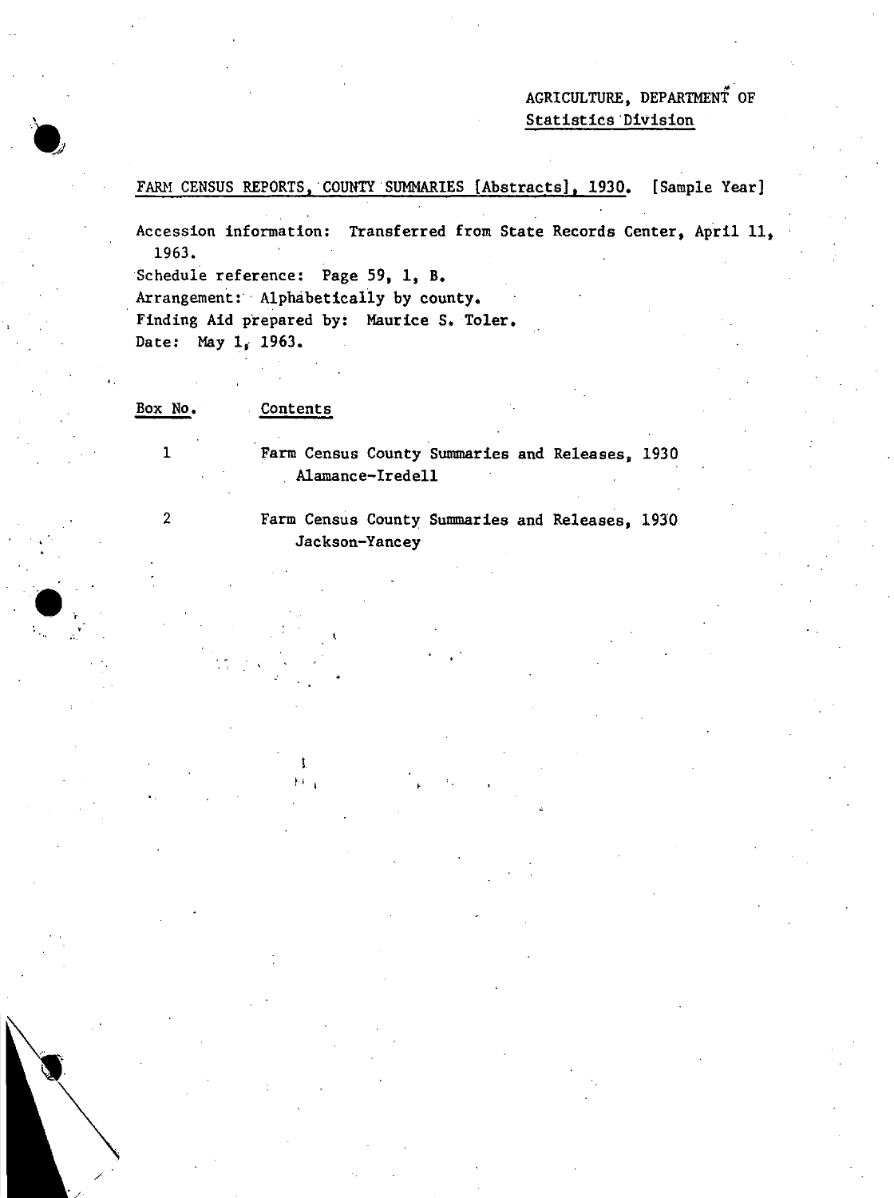AGRICULTURE, DEPARTMENT OF
Statistics Division

FARM CENSUS REPORTS, COUNTY SUMMARIES [Abstracts], 1930. [Sample Year]

Accession information: Transferred from State Records Center, April 11, 1963.
Schedule reference: Page 59, 1, B.
Arrangement: Alphabetically by county.
Finding Aid prepared by: Maurice S. Toler.
Date: May 1, 1963.

| Box No. | Contents |
| --- | --- |
| 1 | Farm Census County Summaries and Releases, 1930 Alamance-Iredell |
| 2 | Farm Census County Summaries and Releases, 1930 Jackson-Yancey |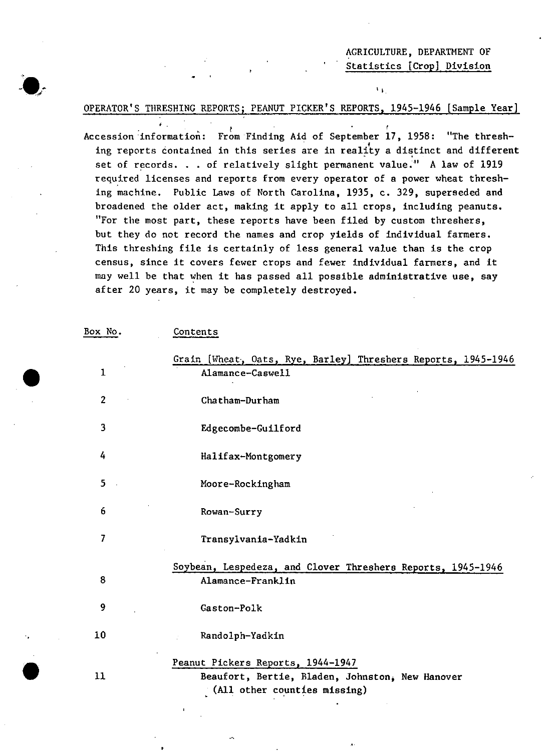AGRICULTURE, DEPARTMENT OF
Statistics [Crop] Division

## OPERATOR'S THRESHING REPORTS; PEANUT PICKER'S REPORTS, 1945-1946 [Sample Year]

Accession information: From Finding Aid of September 17, 1958: "The threshing reports contained in this series are in reality a distinct and different set of records. . . of relatively slight permanent value." A law of 1919 required licenses and reports from every operator of a power wheat threshing machine. Public Laws of North Carolina, 1935, c. 329, superseded and broadened the older act, making it apply to all crops, including peanuts. "For the most part, these reports have been filed by custom threshers, but they do not record the names and crop yields of individual farmers. This threshing file is certainly of less general value than is the crop census, since it covers fewer crops and fewer individual farmers, and it may well be that when it has passed all possible administrative use, say after 20 years, it may be completely destroyed.

| Box No. | Contents |
|---|---|
| | Grain [Wheat, Oats, Rye, Barley] Threshers Reports, 1945-1946 |
| 1 | Alamance-Caswell |
| 2 | Chatham-Durham |
| 3 | Edgecombe-Guilford |
| 4 | Halifax-Montgomery |
| 5 | Moore-Rockingham |
| 6 | Rowan-Surry |
| 7 | Transylvania-Yadkin |
| | Soybean, Lespedeza, and Clover Threshers Reports, 1945-1946 |
| 8 | Alamance-Franklin |
| 9 | Gaston-Polk |
| 10 | Randolph-Yadkin |
| | Peanut Pickers Reports, 1944-1947 |
| 11 | Beaufort, Bertie, Bladen, Johnston, New Hanover (All other counties missing) |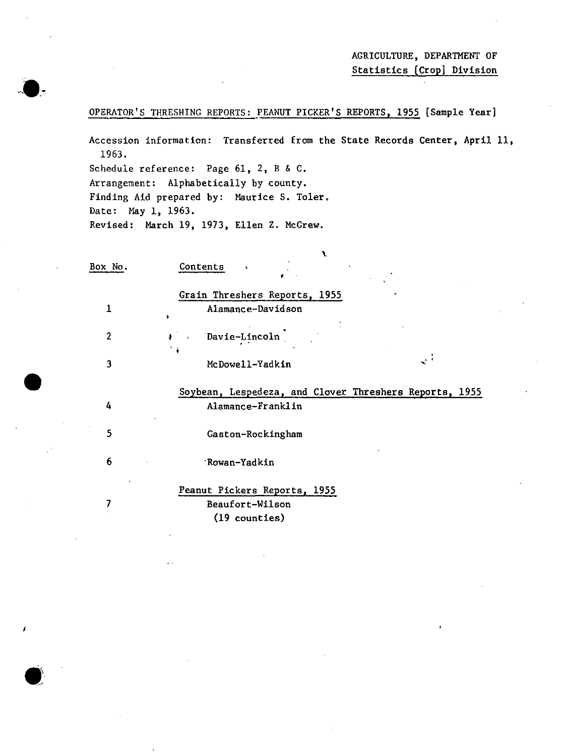AGRICULTURE, DEPARTMENT OF
Statistics [Crop] Division

OPERATOR'S THRESHING REPORTS: PEANUT PICKER'S REPORTS, 1955 [Sample Year]

Accession information: Transferred from the State Records Center, April 11, 1963.
Schedule reference: Page 61, 2, B & C.
Arrangement: Alphabetically by county.
Finding Aid prepared by: Maurice S. Toler.
Date: May 1, 1963.
Revised: March 19, 1973, Ellen Z. McGrew.

| Box No. | Contents |
|---|---|
| | Grain Threshers Reports, 1955 |
| 1 | Alamance-Davidson |
| 2 | Davie-Lincoln |
| 3 | McDowell-Yadkin |
| | Soybean, Lespedeza, and Clover Threshers Reports, 1955 |
| 4 | Alamance-Franklin |
| 5 | Gaston-Rockingham |
| 6 | Rowan-Yadkin |
| | Peanut Pickers Reports, 1955 |
| 7 | Beaufort-Wilson (19 counties) |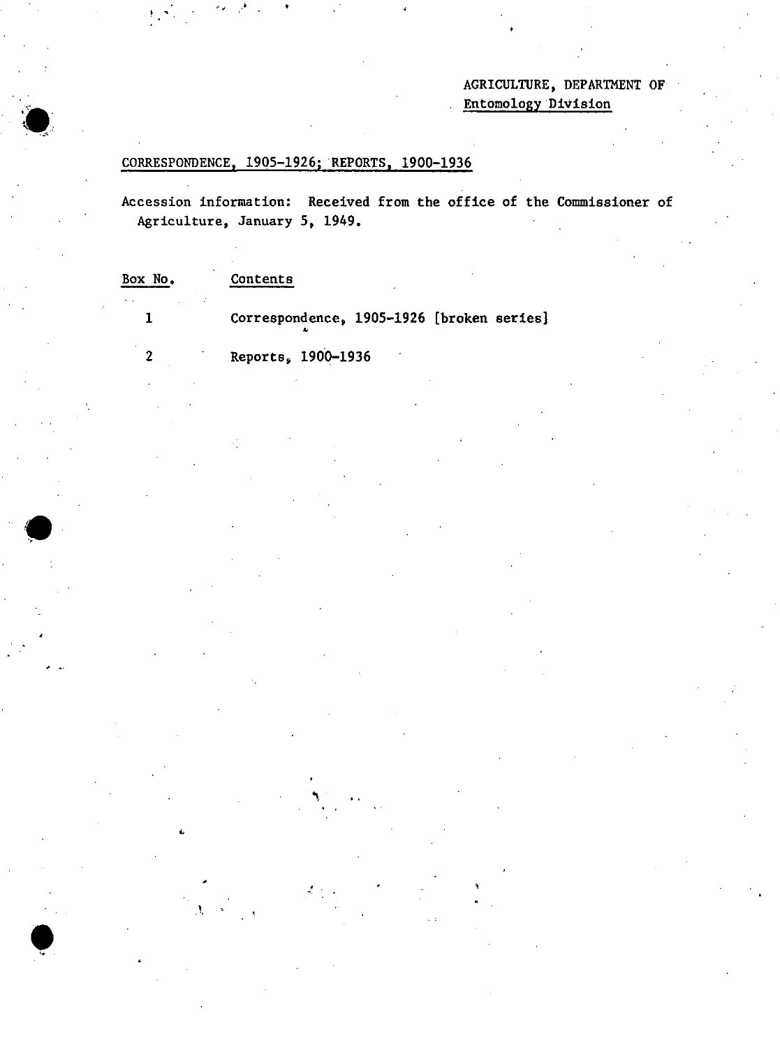AGRICULTURE, DEPARTMENT OF
Entomology Division

## CORRESPONDENCE, 1905-1926; REPORTS, 1900-1936

Accession information: Received from the office of the Commissioner of Agriculture, January 5, 1949.

| Box No. | Contents |
|---|---|
| 1 | Correspondence, 1905-1926 [broken series] |
| 2 | Reports, 1900-1936 |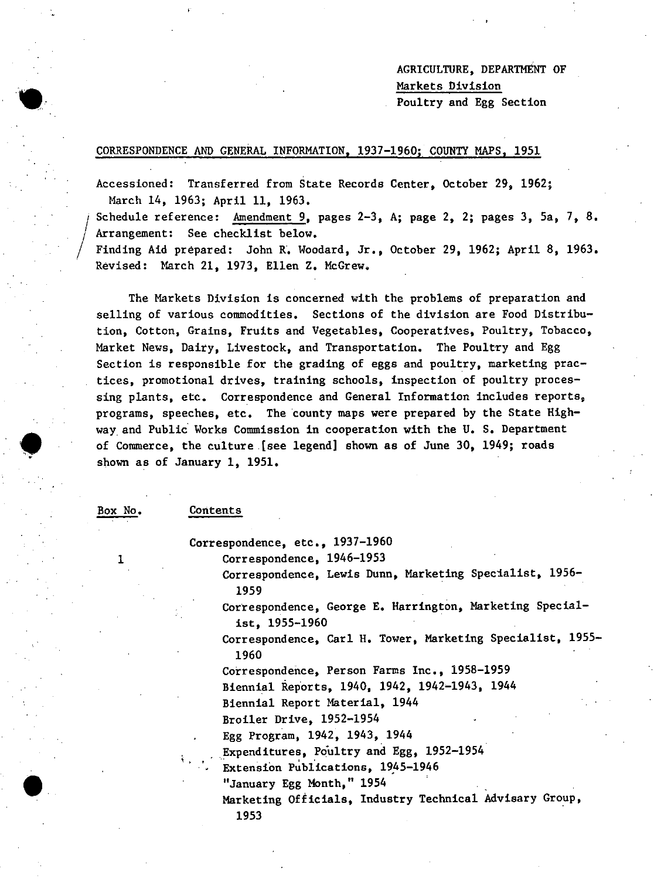AGRICULTURE, DEPARTMENT OF
Markets Division
Poultry and Egg Section

## CORRESPONDENCE AND GENERAL INFORMATION, 1937-1960; COUNTY MAPS, 1951

Accessioned: Transferred from State Records Center, October 29, 1962; March 14, 1963; April 11, 1963.
Schedule reference: Amendment 9, pages 2-3, A; page 2, 2; pages 3, 5a, 7, 8.
Arrangement: See checklist below.
Finding Aid prepared: John R. Woodard, Jr., October 29, 1962; April 8, 1963.
Revised: March 21, 1973, Ellen Z. McGrew.

The Markets Division is concerned with the problems of preparation and selling of various commodities. Sections of the division are Food Distribution, Cotton, Grains, Fruits and Vegetables, Cooperatives, Poultry, Tobacco, Market News, Dairy, Livestock, and Transportation. The Poultry and Egg Section is responsible for the grading of eggs and poultry, marketing practices, promotional drives, training schools, inspection of poultry processing plants, etc. Correspondence and General Information includes reports, programs, speeches, etc. The county maps were prepared by the State Highway and Public Works Commission in cooperation with the U. S. Department of Commerce, the culture [see legend] shown as of June 30, 1949; roads shown as of January 1, 1951.

| Box No. | Contents |
|---|---|
| | Correspondence, etc., 1937-1960 |
| 1 | Correspondence, 1946-1953 |
| | Correspondence, Lewis Dunn, Marketing Specialist, 1956-1959 |
| | Correspondence, George E. Harrington, Marketing Specialist, 1955-1960 |
| | Correspondence, Carl H. Tower, Marketing Specialist, 1955-1960 |
| | Correspondence, Person Farms Inc., 1958-1959 |
| | Biennial Reports, 1940, 1942, 1942-1943, 1944 |
| | Biennial Report Material, 1944 |
| | Broiler Drive, 1952-1954 |
| | Egg Program, 1942, 1943, 1944 |
| | Expenditures, Poultry and Egg, 1952-1954 |
| | Extension Publications, 1945-1946 |
| | "January Egg Month," 1954 |
| | Marketing Officials, Industry Technical Advisary Group, 1953 |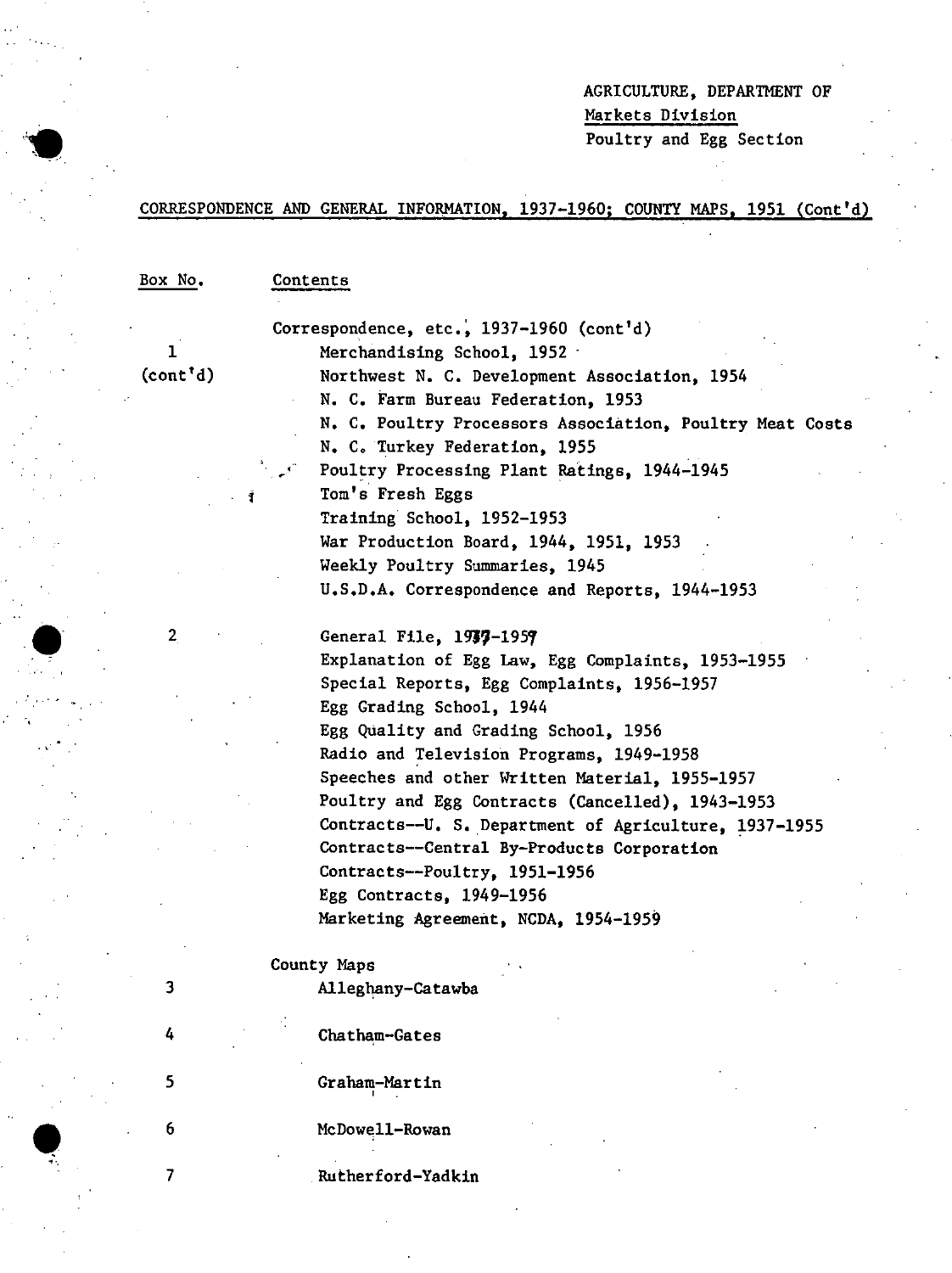AGRICULTURE, DEPARTMENT OF
Markets Division
Poultry and Egg Section

## CORRESPONDENCE AND GENERAL INFORMATION, 1937-1960; COUNTY MAPS, 1951 (Cont'd)

| Box No. | Contents |
|---|---|
| | Correspondence, etc., 1937-1960 (cont'd) |
| 1 (cont'd) | Merchandising School, 1952 |
| | Northwest N. C. Development Association, 1954 |
| | N. C. Farm Bureau Federation, 1953 |
| | N. C. Poultry Processors Association, Poultry Meat Costs |
| | N. C. Turkey Federation, 1955 |
| | Poultry Processing Plant Ratings, 1944-1945 |
| | Tom's Fresh Eggs |
| | Training School, 1952-1953 |
| | War Production Board, 1944, 1951, 1953 |
| | Weekly Poultry Summaries, 1945 |
| | U.S.D.A. Correspondence and Reports, 1944-1953 |
| 2 | General File, 1937-1957 |
| | Explanation of Egg Law, Egg Complaints, 1953-1955 |
| | Special Reports, Egg Complaints, 1956-1957 |
| | Egg Grading School, 1944 |
| | Egg Quality and Grading School, 1956 |
| | Radio and Television Programs, 1949-1958 |
| | Speeches and other Written Material, 1955-1957 |
| | Poultry and Egg Contracts (Cancelled), 1943-1953 |
| | Contracts--U. S. Department of Agriculture, 1937-1955 |
| | Contracts--Central By-Products Corporation |
| | Contracts--Poultry, 1951-1956 |
| | Egg Contracts, 1949-1956 |
| | Marketing Agreement, NCDA, 1954-1959 |
| | County Maps |
| 3 | Alleghany-Catawba |
| 4 | Chatham-Gates |
| 5 | Graham-Martin |
| 6 | McDowell-Rowan |
| 7 | Rutherford-Yadkin |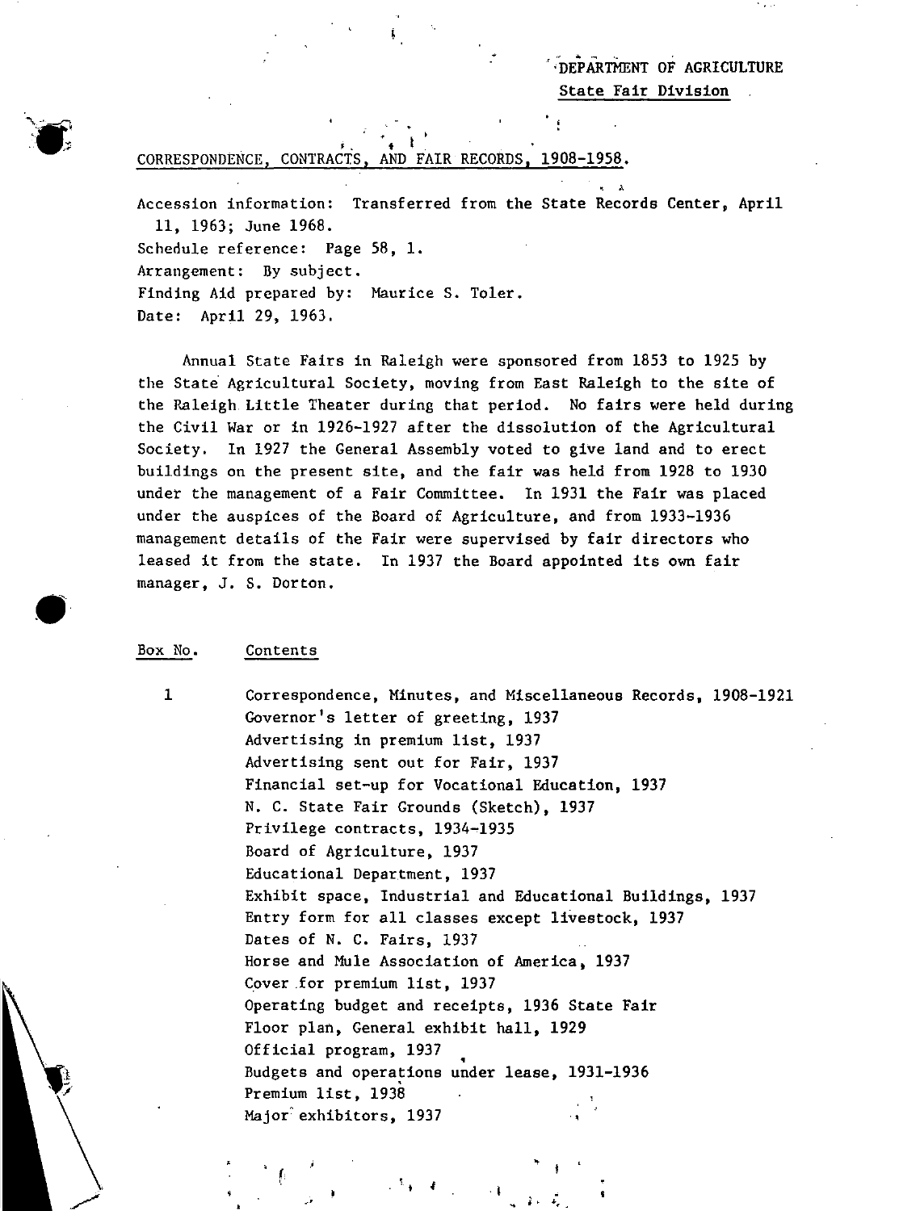DEPARTMENT OF AGRICULTURE
State Fair Division

## CORRESPONDENCE, CONTRACTS, AND FAIR RECORDS, 1908-1958.

Accession information: Transferred from the State Records Center, April 11, 1963; June 1968.
Schedule reference: Page 58, 1.
Arrangement: By subject.
Finding Aid prepared by: Maurice S. Toler.
Date: April 29, 1963.

Annual State Fairs in Raleigh were sponsored from 1853 to 1925 by the State Agricultural Society, moving from East Raleigh to the site of the Raleigh Little Theater during that period. No fairs were held during the Civil War or in 1926-1927 after the dissolution of the Agricultural Society. In 1927 the General Assembly voted to give land and to erect buildings on the present site, and the fair was held from 1928 to 1930 under the management of a Fair Committee. In 1931 the Fair was placed under the auspices of the Board of Agriculture, and from 1933-1936 management details of the Fair were supervised by fair directors who leased it from the state. In 1937 the Board appointed its own fair manager, J. S. Dorton.

| Box No. | Contents |
|---|---|
| 1 | Correspondence, Minutes, and Miscellaneous Records, 1908-1921 |
| | Governor's letter of greeting, 1937 |
| | Advertising in premium list, 1937 |
| | Advertising sent out for Fair, 1937 |
| | Financial set-up for Vocational Education, 1937 |
| | N. C. State Fair Grounds (Sketch), 1937 |
| | Privilege contracts, 1934-1935 |
| | Board of Agriculture, 1937 |
| | Educational Department, 1937 |
| | Exhibit space, Industrial and Educational Buildings, 1937 |
| | Entry form for all classes except livestock, 1937 |
| | Dates of N. C. Fairs, 1937 |
| | Horse and Mule Association of America, 1937 |
| | Cover for premium list, 1937 |
| | Operating budget and receipts, 1936 State Fair |
| | Floor plan, General exhibit hall, 1929 |
| | Official program, 1937 |
| | Budgets and operations under lease, 1931-1936 |
| | Premium list, 1938 |
| | Major exhibitors, 1937 |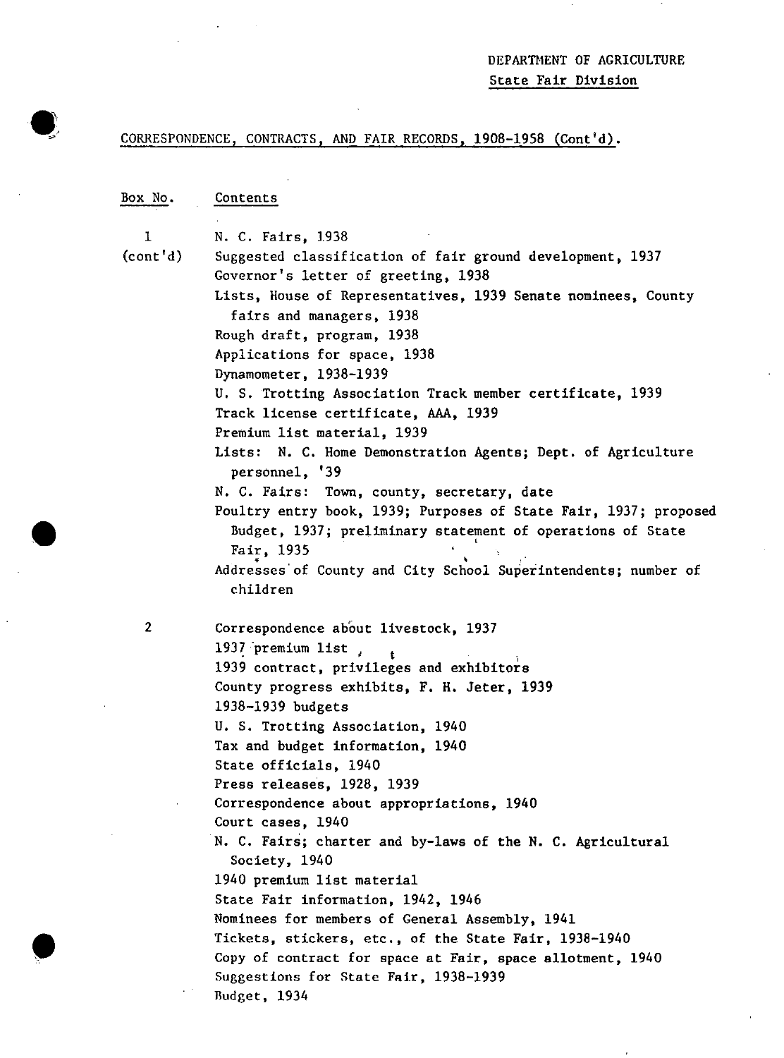DEPARTMENT OF AGRICULTURE
State Fair Division

CORRESPONDENCE, CONTRACTS, AND FAIR RECORDS, 1908-1958 (Cont'd).

| Box No. | Contents |
|---|---|
| 1 (cont'd) | N. C. Fairs, 1938 |
| | Suggested classification of fair ground development, 1937 |
| | Governor's letter of greeting, 1938 |
| | Lists, House of Representatives, 1939 Senate nominees, County fairs and managers, 1938 |
| | Rough draft, program, 1938 |
| | Applications for space, 1938 |
| | Dynamometer, 1938-1939 |
| | U. S. Trotting Association Track member certificate, 1939 |
| | Track license certificate, AAA, 1939 |
| | Premium list material, 1939 |
| | Lists: N. C. Home Demonstration Agents; Dept. of Agriculture personnel, '39 |
| | N. C. Fairs: Town, county, secretary, date |
| | Poultry entry book, 1939; Purposes of State Fair, 1937; proposed Budget, 1937; preliminary statement of operations of State Fair, 1935 |
| | Addresses of County and City School Superintendents; number of children |
| 2 | Correspondence about livestock, 1937 |
| | 1937 premium list |
| | 1939 contract, privileges and exhibitors |
| | County progress exhibits, F. H. Jeter, 1939 |
| | 1938-1939 budgets |
| | U. S. Trotting Association, 1940 |
| | Tax and budget information, 1940 |
| | State officials, 1940 |
| | Press releases, 1928, 1939 |
| | Correspondence about appropriations, 1940 |
| | Court cases, 1940 |
| | N. C. Fairs; charter and by-laws of the N. C. Agricultural Society, 1940 |
| | 1940 premium list material |
| | State Fair information, 1942, 1946 |
| | Nominees for members of General Assembly, 1941 |
| | Tickets, stickers, etc., of the State Fair, 1938-1940 |
| | Copy of contract for space at Fair, space allotment, 1940 |
| | Suggestions for State Fair, 1938-1939 |
| | Budget, 1934 |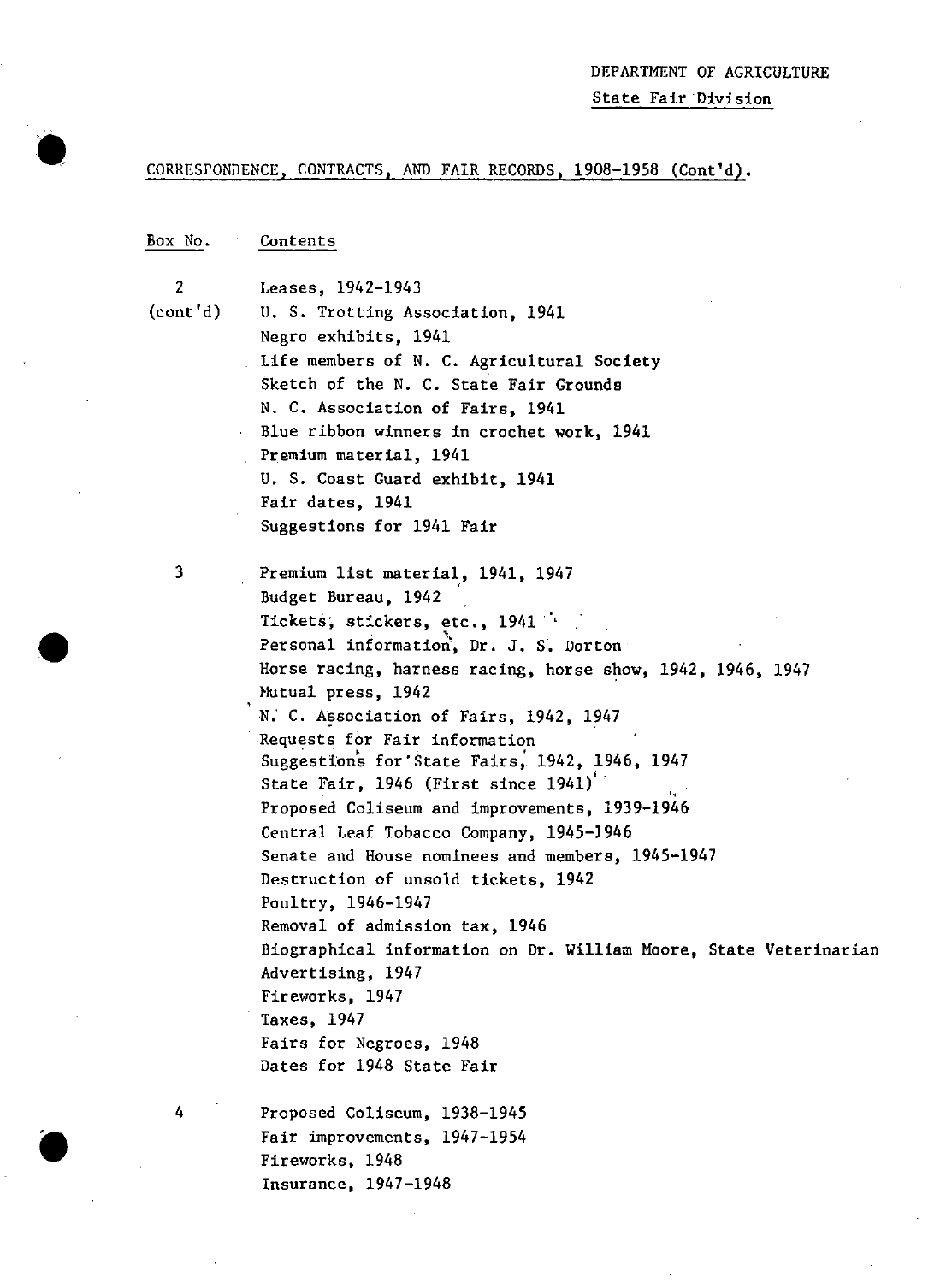DEPARTMENT OF AGRICULTURE

State Fair Division

CORRESPONDENCE, CONTRACTS, AND FAIR RECORDS, 1908-1958 (Cont'd).

| Box No. | Contents |
|---|---|
| 2 | Leases, 1942-1943 |
| (cont'd) | U. S. Trotting Association, 1941 |
| | Negro exhibits, 1941 |
| | Life members of N. C. Agricultural Society |
| | Sketch of the N. C. State Fair Grounds |
| | N. C. Association of Fairs, 1941 |
| | Blue ribbon winners in crochet work, 1941 |
| | Premium material, 1941 |
| | U. S. Coast Guard exhibit, 1941 |
| | Fair dates, 1941 |
| | Suggestions for 1941 Fair |
| 3 | Premium list material, 1941, 1947 |
| | Budget Bureau, 1942 |
| | Tickets, stickers, etc., 1941 |
| | Personal information, Dr. J. S. Dorton |
| | Horse racing, harness racing, horse show, 1942, 1946, 1947 |
| | Mutual press, 1942 |
| | N. C. Association of Fairs, 1942, 1947 |
| | Requests for Fair information |
| | Suggestions for State Fairs, 1942, 1946, 1947 |
| | State Fair, 1946 (First since 1941) |
| | Proposed Coliseum and improvements, 1939-1946 |
| | Central Leaf Tobacco Company, 1945-1946 |
| | Senate and House nominees and members, 1945-1947 |
| | Destruction of unsold tickets, 1942 |
| | Poultry, 1946-1947 |
| | Removal of admission tax, 1946 |
| | Biographical information on Dr. William Moore, State Veterinarian |
| | Advertising, 1947 |
| | Fireworks, 1947 |
| | Taxes, 1947 |
| | Fairs for Negroes, 1948 |
| | Dates for 1948 State Fair |
| 4 | Proposed Coliseum, 1938-1945 |
| | Fair improvements, 1947-1954 |
| | Fireworks, 1948 |
| | Insurance, 1947-1948 |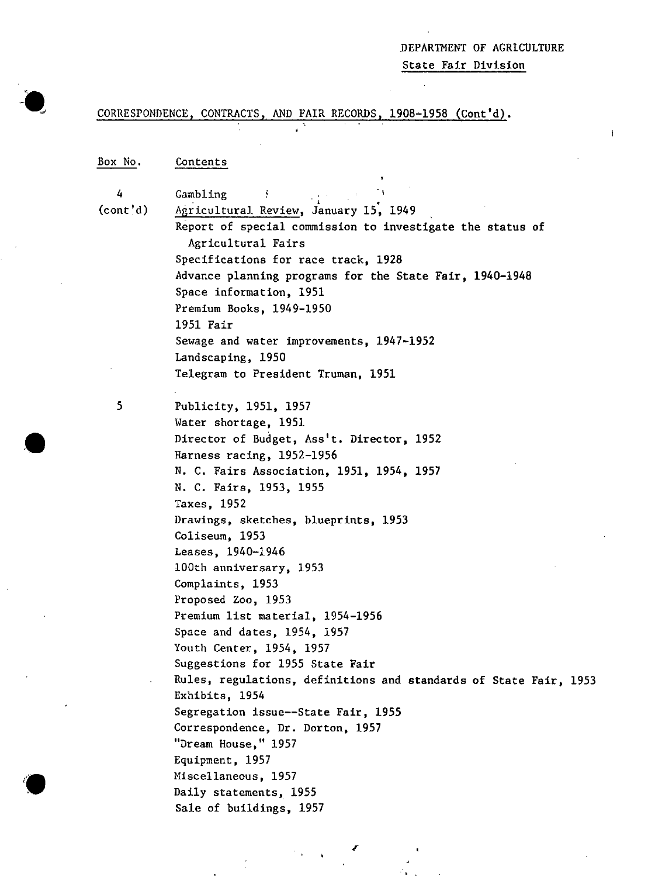DEPARTMENT OF AGRICULTURE

State Fair Division

CORRESPONDENCE, CONTRACTS, AND FAIR RECORDS, 1908-1958 (Cont'd).

| Box No. | Contents |
| --- | --- |
| 4 | Gambling |
| (cont'd) | *Agricultural Review*, January 15, 1949 |
| | Report of special commission to investigate the status of Agricultural Fairs |
| | Specifications for race track, 1928 |
| | Advance planning programs for the State Fair, 1940-1948 |
| | Space information, 1951 |
| | Premium Books, 1949-1950 |
| | 1951 Fair |
| | Sewage and water improvements, 1947-1952 |
| | Landscaping, 1950 |
| | Telegram to President Truman, 1951 |
| 5 | Publicity, 1951, 1957 |
| | Water shortage, 1951 |
| | Director of Budget, Ass't. Director, 1952 |
| | Harness racing, 1952-1956 |
| | N. C. Fairs Association, 1951, 1954, 1957 |
| | N. C. Fairs, 1953, 1955 |
| | Taxes, 1952 |
| | Drawings, sketches, blueprints, 1953 |
| | Coliseum, 1953 |
| | Leases, 1940-1946 |
| | 100th anniversary, 1953 |
| | Complaints, 1953 |
| | Proposed Zoo, 1953 |
| | Premium list material, 1954-1956 |
| | Space and dates, 1954, 1957 |
| | Youth Center, 1954, 1957 |
| | Suggestions for 1955 State Fair |
| | Rules, regulations, definitions and standards of State Fair, 1953 |
| | Exhibits, 1954 |
| | Segregation issue--State Fair, 1955 |
| | Correspondence, Dr. Dorton, 1957 |
| | "Dream House," 1957 |
| | Equipment, 1957 |
| | Miscellaneous, 1957 |
| | Daily statements, 1955 |
| | Sale of buildings, 1957 |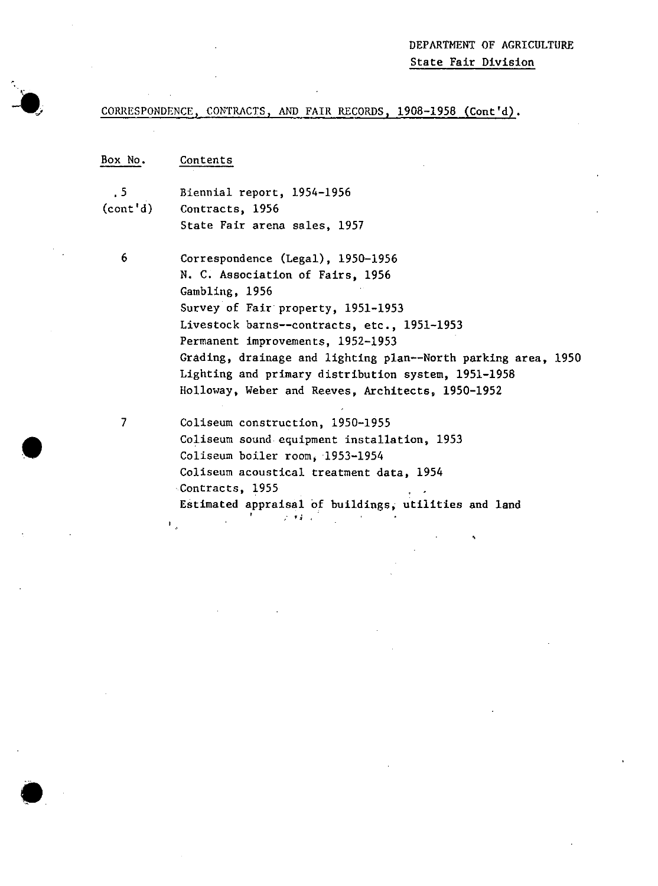DEPARTMENT OF AGRICULTURE

State Fair Division

CORRESPONDENCE, CONTRACTS, AND FAIR RECORDS, 1908-1958 (Cont'd).

| Box No. | Contents |
|---|---|
| 5 (cont'd) | Biennial report, 1954-1956 |
| | Contracts, 1956 |
| | State Fair arena sales, 1957 |
| 6 | Correspondence (Legal), 1950-1956 |
| | N. C. Association of Fairs, 1956 |
| | Gambling, 1956 |
| | Survey of Fair property, 1951-1953 |
| | Livestock barns--contracts, etc., 1951-1953 |
| | Permanent improvements, 1952-1953 |
| | Grading, drainage and lighting plan--North parking area, 1950 |
| | Lighting and primary distribution system, 1951-1958 |
| | Holloway, Weber and Reeves, Architects, 1950-1952 |
| 7 | Coliseum construction, 1950-1955 |
| | Coliseum sound equipment installation, 1953 |
| | Coliseum boiler room, 1953-1954 |
| | Coliseum acoustical treatment data, 1954 |
| | Contracts, 1955 |
| | Estimated appraisal of buildings, utilities and land |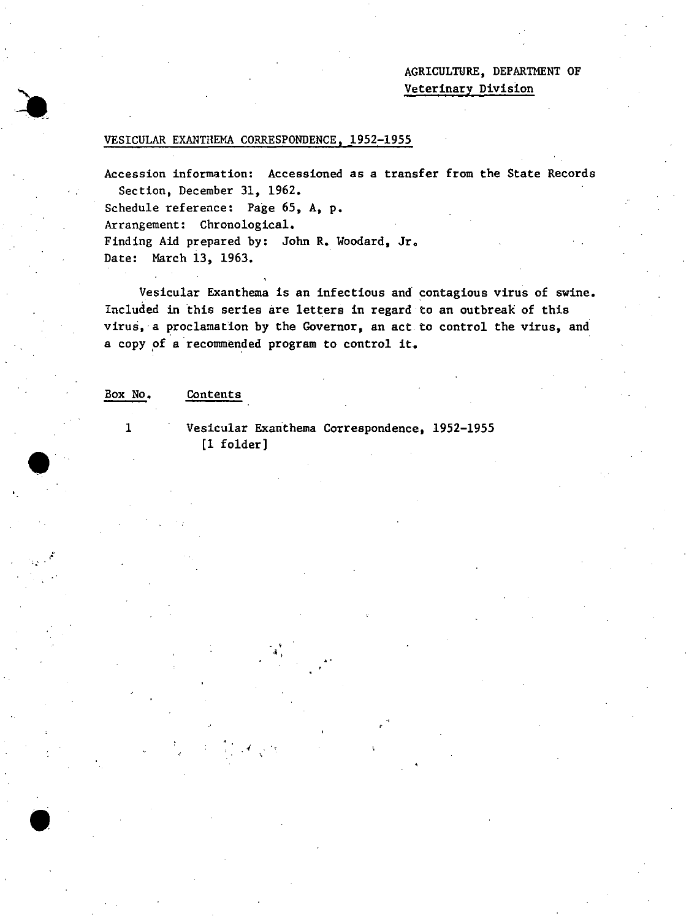AGRICULTURE, DEPARTMENT OF
Veterinary Division

## VESICULAR EXANTHEMA CORRESPONDENCE, 1952-1955

Accession information: Accessioned as a transfer from the State Records Section, December 31, 1962.
Schedule reference: Page 65, A, p.
Arrangement: Chronological.
Finding Aid prepared by: John R. Woodard, Jr.
Date: March 13, 1963.

Vesicular Exanthema is an infectious and contagious virus of swine. Included in this series are letters in regard to an outbreak of this virus, a proclamation by the Governor, an act to control the virus, and a copy of a recommended program to control it.

| Box No. | Contents |
|---|---|
| 1 | Vesicular Exanthema Correspondence, 1952-1955 [1 folder] |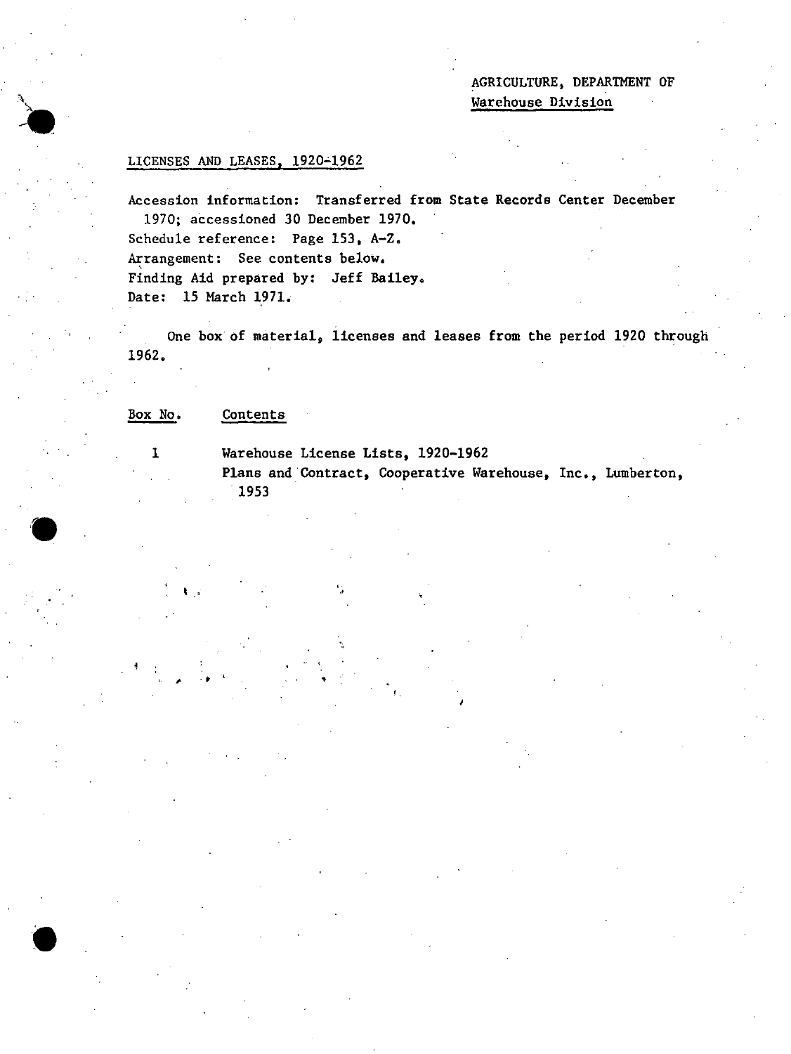AGRICULTURE, DEPARTMENT OF
Warehouse Division

## LICENSES AND LEASES, 1920-1962

Accession information: Transferred from State Records Center December 1970; accessioned 30 December 1970.
Schedule reference: Page 153, A-Z.
Arrangement: See contents below.
Finding Aid prepared by: Jeff Bailey.
Date: 15 March 1971.

One box of material, licenses and leases from the period 1920 through 1962.

| Box No. | Contents |
|---|---|
| 1 | Warehouse License Lists, 1920-1962 |
| | Plans and Contract, Cooperative Warehouse, Inc., Lumberton, 1953 |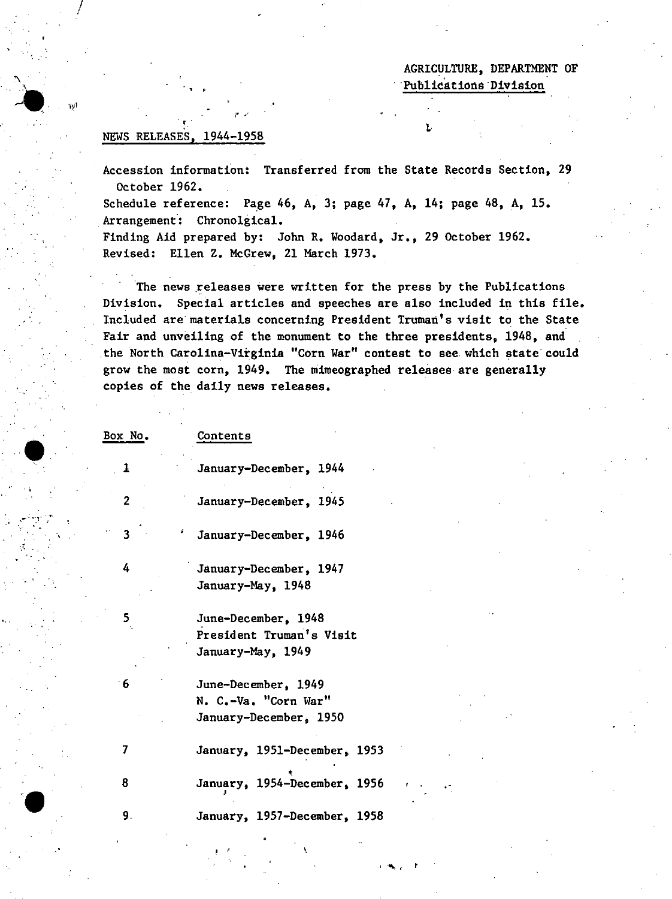AGRICULTURE, DEPARTMENT OF
Publications Division

NEWS RELEASES, 1944-1958

Accession information: Transferred from the State Records Section, 29 October 1962.
Schedule reference: Page 46, A, 3; page 47, A, 14; page 48, A, 15.
Arrangement: Chronolgical.
Finding Aid prepared by: John R. Woodard, Jr., 29 October 1962.
Revised: Ellen Z. McGrew, 21 March 1973.

The news releases were written for the press by the Publications Division. Special articles and speeches are also included in this file. Included are materials concerning President Truman's visit to the State Fair and unveiling of the monument to the three presidents, 1948, and the North Carolina-Virginia "Corn War" contest to see which state could grow the most corn, 1949. The mimeographed releases are generally copies of the daily news releases.

| Box No. | Contents |
|---|---|
| 1 | January-December, 1944 |
| 2 | January-December, 1945 |
| 3 | January-December, 1946 |
| 4 | January-December, 1947<br>January-May, 1948 |
| 5 | June-December, 1948<br>President Truman's Visit<br>January-May, 1949 |
| 6 | June-December, 1949<br>N. C.-Va. "Corn War"<br>January-December, 1950 |
| 7 | January, 1951-December, 1953 |
| 8 | January, 1954-December, 1956 |
| 9 | January, 1957-December, 1958 |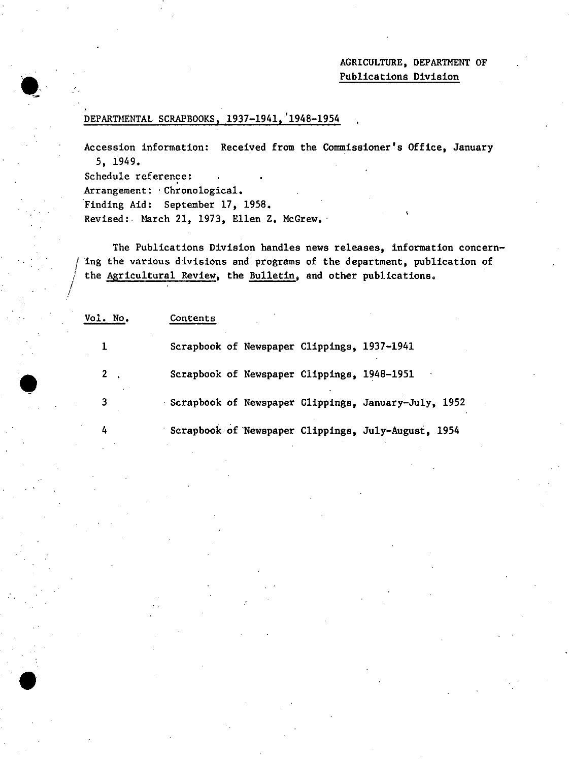AGRICULTURE, DEPARTMENT OF
Publications Division

DEPARTMENTAL SCRAPBOOKS, 1937-1941, 1948-1954

Accession information: Received from the Commissioner's Office, January 5, 1949.
Schedule reference:
Arrangement: Chronological.
Finding Aid: September 17, 1958.
Revised: March 21, 1973, Ellen Z. McGrew.

The Publications Division handles news releases, information concerning the various divisions and programs of the department, publication of the Agricultural Review, the Bulletin, and other publications.

| Vol. No. | Contents |
|---|---|
| 1 | Scrapbook of Newspaper Clippings, 1937-1941 |
| 2 | Scrapbook of Newspaper Clippings, 1948-1951 |
| 3 | Scrapbook of Newspaper Clippings, January-July, 1952 |
| 4 | Scrapbook of Newspaper Clippings, July-August, 1954 |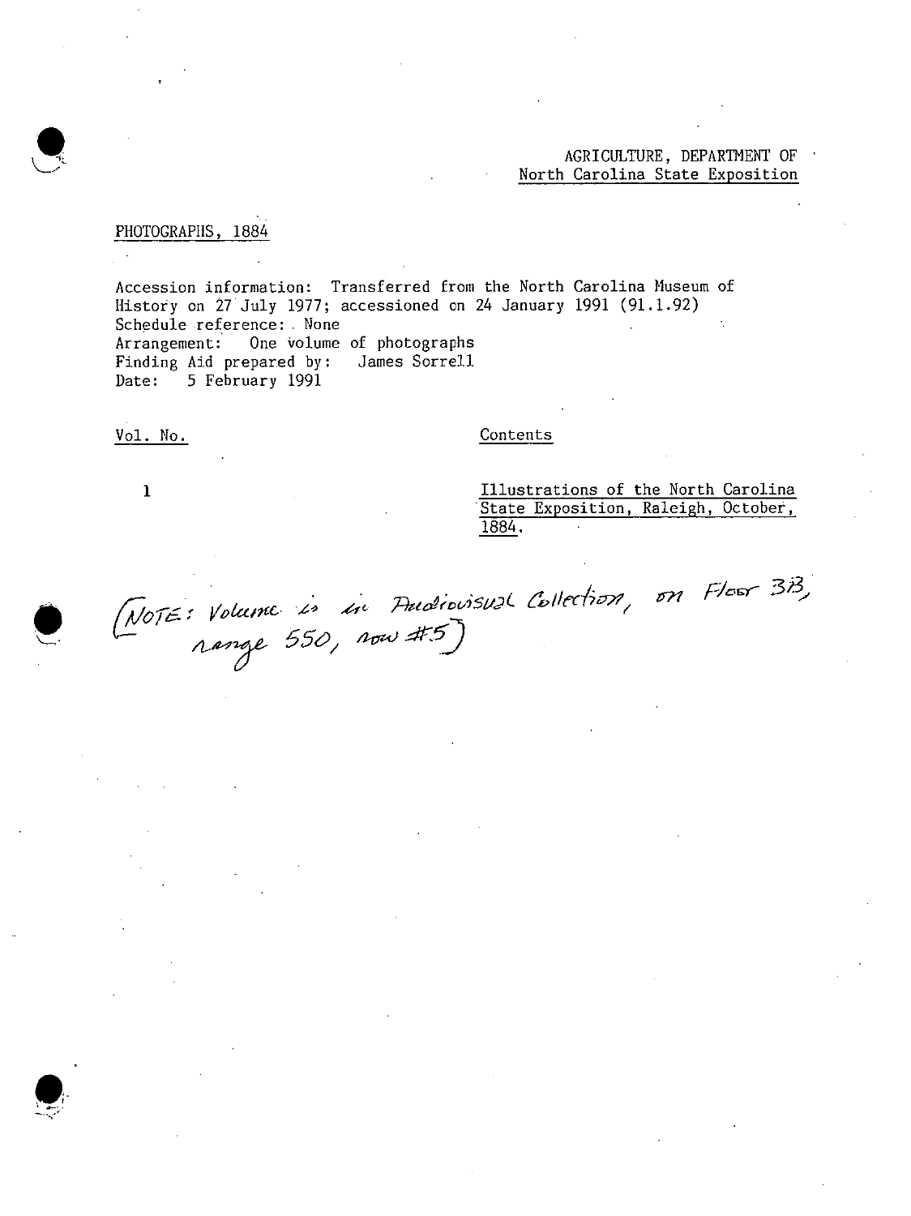AGRICULTURE, DEPARTMENT OF
North Carolina State Exposition

PHOTOGRAPHS, 1884

Accession information: Transferred from the North Carolina Museum of History on 27 July 1977; accessioned on 24 January 1991 (91.1.92)
Schedule reference: None
Arrangement: One volume of photographs
Finding Aid prepared by: James Sorrell
Date: 5 February 1991

| Vol. No. | Contents |
|---|---|
| 1 | Illustrations of the North Carolina State Exposition, Raleigh, October, 1884. |

(NOTE: Volume is in Audiovisual Collection, on Floor 3B, range 550, row #5)